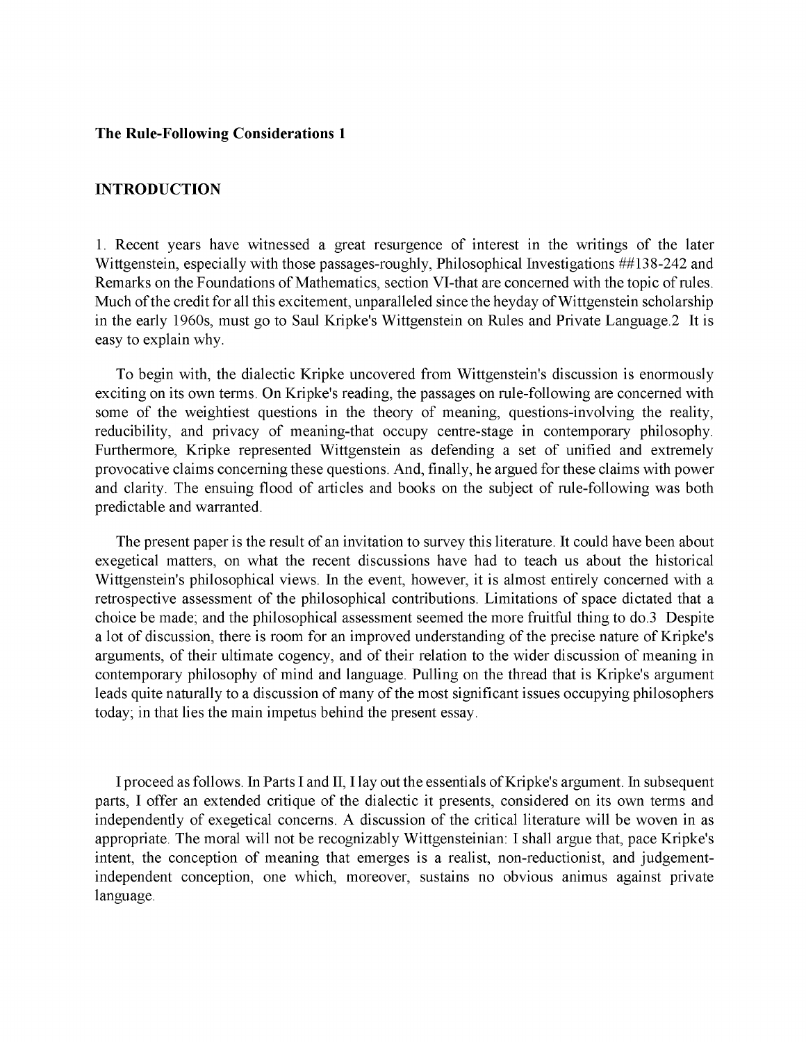**The Rule-Following Considerations [1]**

## INTRODUCTION

1. Recent years have witnessed a great resurgence of interest in the writings of the later Wittgenstein, especially with those passages-roughly, Philosophical Investigations ##138-242 and Remarks on the Foundations of Mathematics, section VI-that are concerned with the topic of rules. Much of the credit for all this excitement, unparalleled since the heyday of Wittgenstein scholarship in the early 1960s, must go to Saul Kripke's Wittgenstein on Rules and Private Language.[2] It is easy to explain why.

To begin with, the dialectic Kripke uncovered from Wittgenstein's discussion is enormously exciting on its own terms. On Kripke's reading, the passages on rule-following are concerned with some of the weightiest questions in the theory of meaning, questions-involving the reality, reducibility, and privacy of meaning-that occupy centre-stage in contemporary philosophy. Furthermore, Kripke represented Wittgenstein as defending a set of unified and extremely provocative claims concerning these questions. And, finally, he argued for these claims with power and clarity. The ensuing flood of articles and books on the subject of rule-following was both predictable and warranted.

The present paper is the result of an invitation to survey this literature. It could have been about exegetical matters, on what the recent discussions have had to teach us about the historical Wittgenstein's philosophical views. In the event, however, it is almost entirely concerned with a retrospective assessment of the philosophical contributions. Limitations of space dictated that a choice be made; and the philosophical assessment seemed the more fruitful thing to do.[3] Despite a lot of discussion, there is room for an improved understanding of the precise nature of Kripke's arguments, of their ultimate cogency, and of their relation to the wider discussion of meaning in contemporary philosophy of mind and language. Pulling on the thread that is Kripke's argument leads quite naturally to a discussion of many of the most significant issues occupying philosophers today; in that lies the main impetus behind the present essay.

I proceed as follows. In Parts I and II, I lay out the essentials of Kripke's argument. In subsequent parts, I offer an extended critique of the dialectic it presents, considered on its own terms and independently of exegetical concerns. A discussion of the critical literature will be woven in as appropriate. The moral will not be recognizably Wittgensteinian: I shall argue that, pace Kripke's intent, the conception of meaning that emerges is a realist, non-reductionist, and judgement-independent conception, one which, moreover, sustains no obvious animus against private language.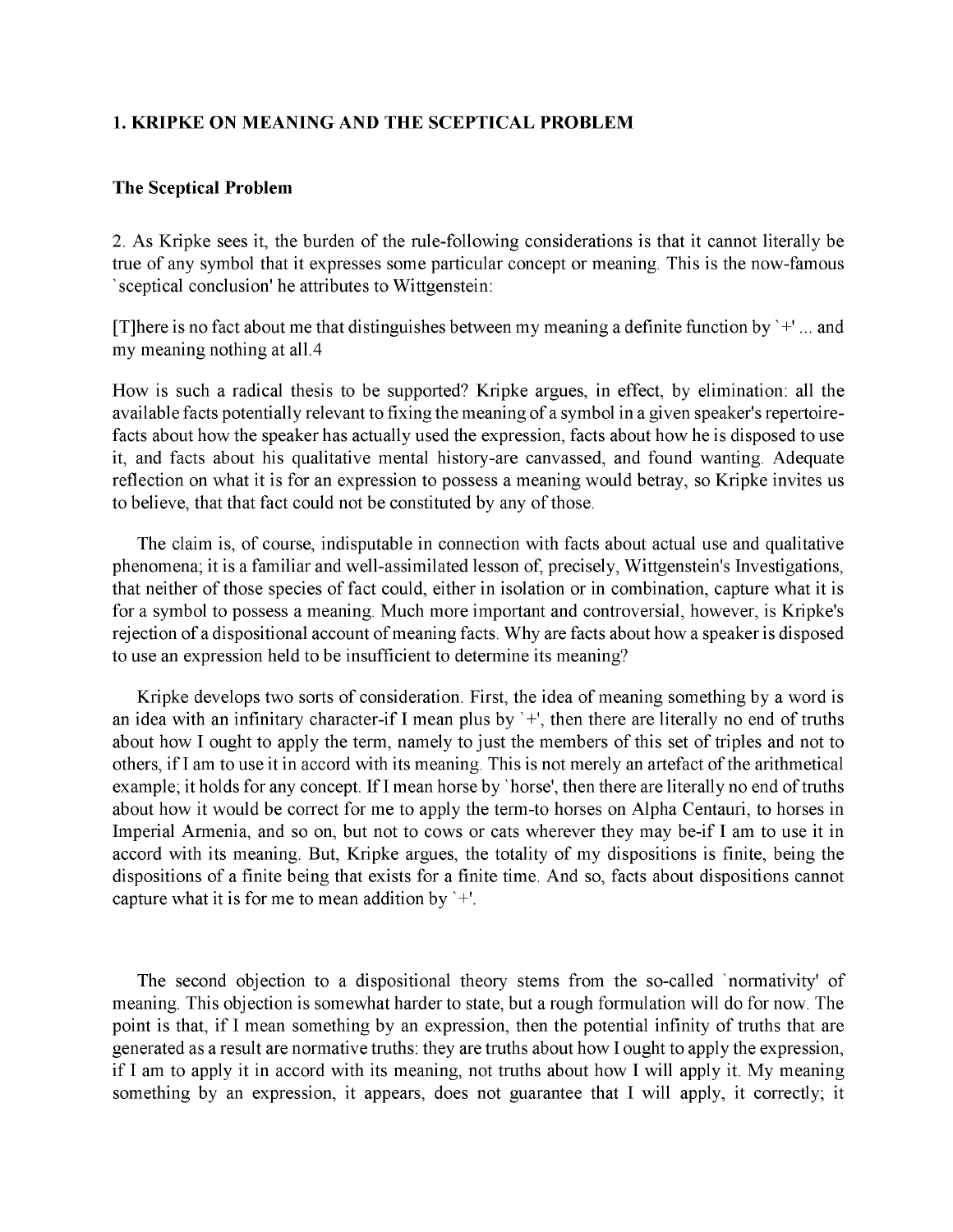## 1. KRIPKE ON MEANING AND THE SCEPTICAL PROBLEM

### The Sceptical Problem

2. As Kripke sees it, the burden of the rule-following considerations is that it cannot literally be true of any symbol that it expresses some particular concept or meaning. This is the now-famous `sceptical conclusion' he attributes to Wittgenstein:

[T]here is no fact about me that distinguishes between my meaning a definite function by `+' ... and my meaning nothing at all.4

How is such a radical thesis to be supported? Kripke argues, in effect, by elimination: all the available facts potentially relevant to fixing the meaning of a symbol in a given speaker's repertoire-facts about how the speaker has actually used the expression, facts about how he is disposed to use it, and facts about his qualitative mental history-are canvassed, and found wanting. Adequate reflection on what it is for an expression to possess a meaning would betray, so Kripke invites us to believe, that that fact could not be constituted by any of those.

The claim is, of course, indisputable in connection with facts about actual use and qualitative phenomena; it is a familiar and well-assimilated lesson of, precisely, Wittgenstein's Investigations, that neither of those species of fact could, either in isolation or in combination, capture what it is for a symbol to possess a meaning. Much more important and controversial, however, is Kripke's rejection of a dispositional account of meaning facts. Why are facts about how a speaker is disposed to use an expression held to be insufficient to determine its meaning?

Kripke develops two sorts of consideration. First, the idea of meaning something by a word is an idea with an infinitary character-if I mean plus by `+', then there are literally no end of truths about how I ought to apply the term, namely to just the members of this set of triples and not to others, if I am to use it in accord with its meaning. This is not merely an artefact of the arithmetical example; it holds for any concept. If I mean horse by `horse', then there are literally no end of truths about how it would be correct for me to apply the term-to horses on Alpha Centauri, to horses in Imperial Armenia, and so on, but not to cows or cats wherever they may be-if I am to use it in accord with its meaning. But, Kripke argues, the totality of my dispositions is finite, being the dispositions of a finite being that exists for a finite time. And so, facts about dispositions cannot capture what it is for me to mean addition by `+'.

The second objection to a dispositional theory stems from the so-called `normativity' of meaning. This objection is somewhat harder to state, but a rough formulation will do for now. The point is that, if I mean something by an expression, then the potential infinity of truths that are generated as a result are normative truths: they are truths about how I ought to apply the expression, if I am to apply it in accord with its meaning, not truths about how I will apply it. My meaning something by an expression, it appears, does not guarantee that I will apply, it correctly; it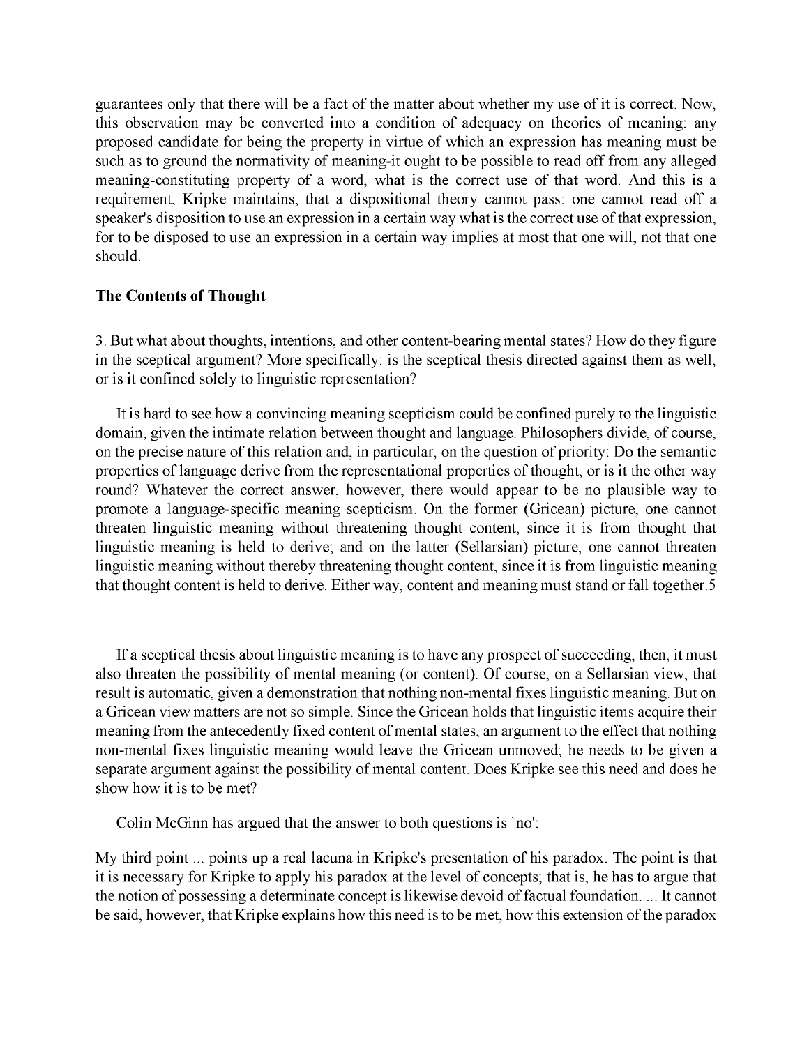guarantees only that there will be a fact of the matter about whether my use of it is correct. Now, this observation may be converted into a condition of adequacy on theories of meaning: any proposed candidate for being the property in virtue of which an expression has meaning must be such as to ground the normativity of meaning-it ought to be possible to read off from any alleged meaning-constituting property of a word, what is the correct use of that word. And this is a requirement, Kripke maintains, that a dispositional theory cannot pass: one cannot read off a speaker's disposition to use an expression in a certain way what is the correct use of that expression, for to be disposed to use an expression in a certain way implies at most that one will, not that one should.

**The Contents of Thought**

3. But what about thoughts, intentions, and other content-bearing mental states? How do they figure in the sceptical argument? More specifically: is the sceptical thesis directed against them as well, or is it confined solely to linguistic representation?

It is hard to see how a convincing meaning scepticism could be confined purely to the linguistic domain, given the intimate relation between thought and language. Philosophers divide, of course, on the precise nature of this relation and, in particular, on the question of priority: Do the semantic properties of language derive from the representational properties of thought, or is it the other way round? Whatever the correct answer, however, there would appear to be no plausible way to promote a language-specific meaning scepticism. On the former (Gricean) picture, one cannot threaten linguistic meaning without threatening thought content, since it is from thought that linguistic meaning is held to derive; and on the latter (Sellarsian) picture, one cannot threaten linguistic meaning without thereby threatening thought content, since it is from linguistic meaning that thought content is held to derive. Either way, content and meaning must stand or fall together.5

If a sceptical thesis about linguistic meaning is to have any prospect of succeeding, then, it must also threaten the possibility of mental meaning (or content). Of course, on a Sellarsian view, that result is automatic, given a demonstration that nothing non-mental fixes linguistic meaning. But on a Gricean view matters are not so simple. Since the Gricean holds that linguistic items acquire their meaning from the antecedently fixed content of mental states, an argument to the effect that nothing non-mental fixes linguistic meaning would leave the Gricean unmoved; he needs to be given a separate argument against the possibility of mental content. Does Kripke see this need and does he show how it is to be met?

Colin McGinn has argued that the answer to both questions is `no':

My third point ... points up a real lacuna in Kripke's presentation of his paradox. The point is that it is necessary for Kripke to apply his paradox at the level of concepts; that is, he has to argue that the notion of possessing a determinate concept is likewise devoid of factual foundation. ... It cannot be said, however, that Kripke explains how this need is to be met, how this extension of the paradox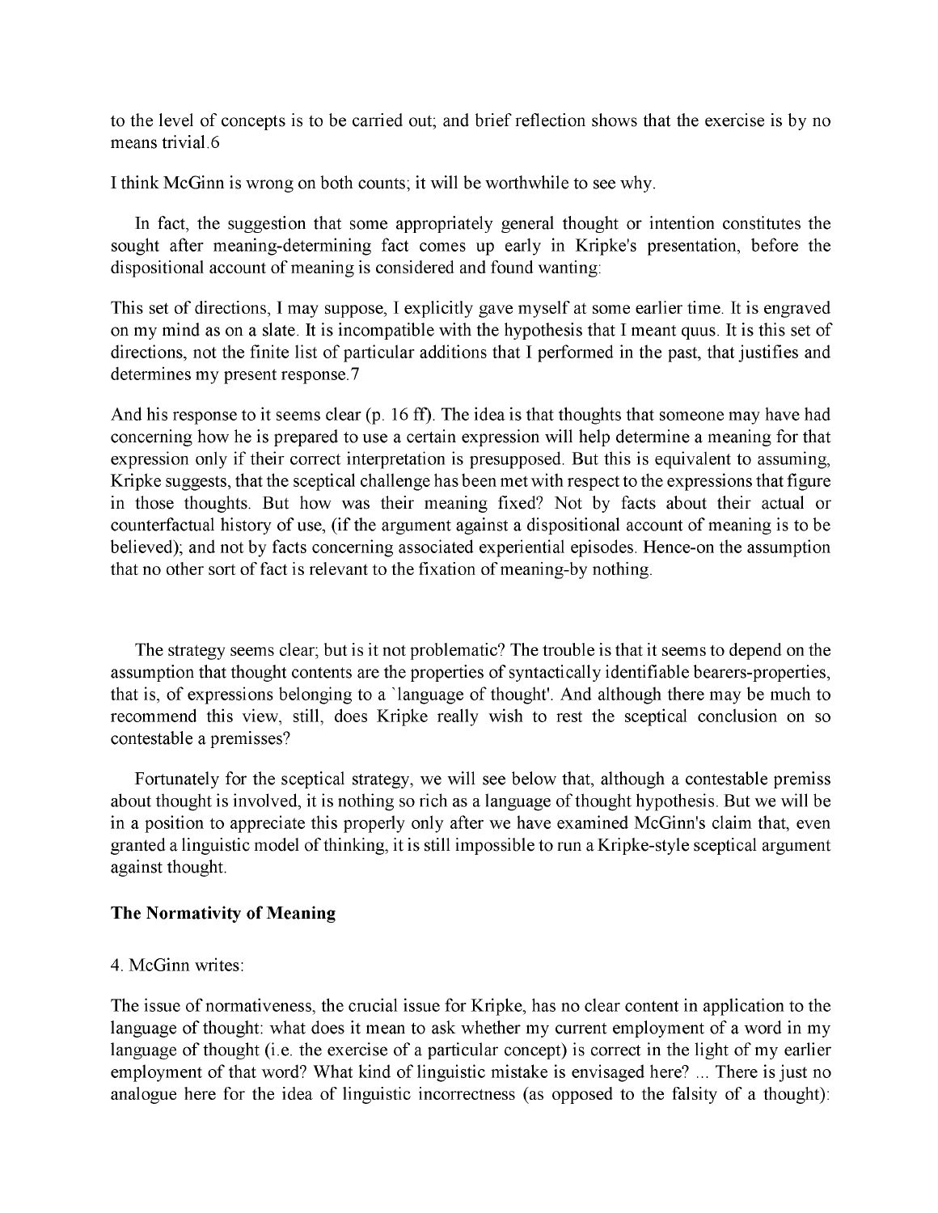to the level of concepts is to be carried out; and brief reflection shows that the exercise is by no means trivial.6

I think McGinn is wrong on both counts; it will be worthwhile to see why.

In fact, the suggestion that some appropriately general thought or intention constitutes the sought after meaning-determining fact comes up early in Kripke's presentation, before the dispositional account of meaning is considered and found wanting:

This set of directions, I may suppose, I explicitly gave myself at some earlier time. It is engraved on my mind as on a slate. It is incompatible with the hypothesis that I meant quus. It is this set of directions, not the finite list of particular additions that I performed in the past, that justifies and determines my present response.7

And his response to it seems clear (p. 16 ff). The idea is that thoughts that someone may have had concerning how he is prepared to use a certain expression will help determine a meaning for that expression only if their correct interpretation is presupposed. But this is equivalent to assuming, Kripke suggests, that the sceptical challenge has been met with respect to the expressions that figure in those thoughts. But how was their meaning fixed? Not by facts about their actual or counterfactual history of use, (if the argument against a dispositional account of meaning is to be believed); and not by facts concerning associated experiential episodes. Hence-on the assumption that no other sort of fact is relevant to the fixation of meaning-by nothing.

The strategy seems clear; but is it not problematic? The trouble is that it seems to depend on the assumption that thought contents are the properties of syntactically identifiable bearers-properties, that is, of expressions belonging to a `language of thought'. And although there may be much to recommend this view, still, does Kripke really wish to rest the sceptical conclusion on so contestable a premisses?

Fortunately for the sceptical strategy, we will see below that, although a contestable premiss about thought is involved, it is nothing so rich as a language of thought hypothesis. But we will be in a position to appreciate this properly only after we have examined McGinn's claim that, even granted a linguistic model of thinking, it is still impossible to run a Kripke-style sceptical argument against thought.

## The Normativity of Meaning

4. McGinn writes:

The issue of normativeness, the crucial issue for Kripke, has no clear content in application to the language of thought: what does it mean to ask whether my current employment of a word in my language of thought (i.e. the exercise of a particular concept) is correct in the light of my earlier employment of that word? What kind of linguistic mistake is envisaged here? ... There is just no analogue here for the idea of linguistic incorrectness (as opposed to the falsity of a thought):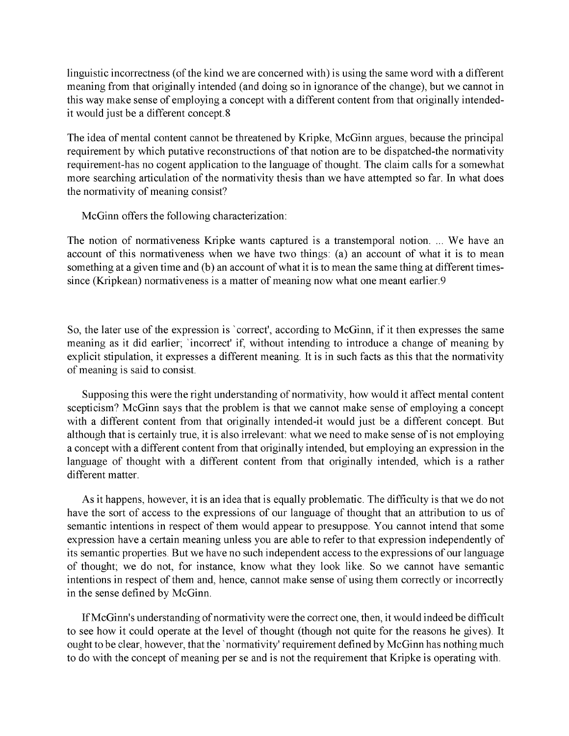linguistic incorrectness (of the kind we are concerned with) is using the same word with a different meaning from that originally intended (and doing so in ignorance of the change), but we cannot in this way make sense of employing a concept with a different content from that originally intended-it would just be a different concept.8

The idea of mental content cannot be threatened by Kripke, McGinn argues, because the principal requirement by which putative reconstructions of that notion are to be dispatched-the normativity requirement-has no cogent application to the language of thought. The claim calls for a somewhat more searching articulation of the normativity thesis than we have attempted so far. In what does the normativity of meaning consist?

McGinn offers the following characterization:

The notion of normativeness Kripke wants captured is a transtemporal notion. ... We have an account of this normativeness when we have two things: (a) an account of what it is to mean something at a given time and (b) an account of what it is to mean the same thing at different times-since (Kripkean) normativeness is a matter of meaning now what one meant earlier.9

So, the later use of the expression is `correct', according to McGinn, if it then expresses the same meaning as it did earlier; `incorrect' if, without intending to introduce a change of meaning by explicit stipulation, it expresses a different meaning. It is in such facts as this that the normativity of meaning is said to consist.

Supposing this were the right understanding of normativity, how would it affect mental content scepticism? McGinn says that the problem is that we cannot make sense of employing a concept with a different content from that originally intended-it would just be a different concept. But although that is certainly true, it is also irrelevant: what we need to make sense of is not employing a concept with a different content from that originally intended, but employing an expression in the language of thought with a different content from that originally intended, which is a rather different matter.

As it happens, however, it is an idea that is equally problematic. The difficulty is that we do not have the sort of access to the expressions of our language of thought that an attribution to us of semantic intentions in respect of them would appear to presuppose. You cannot intend that some expression have a certain meaning unless you are able to refer to that expression independently of its semantic properties. But we have no such independent access to the expressions of our language of thought; we do not, for instance, know what they look like. So we cannot have semantic intentions in respect of them and, hence, cannot make sense of using them correctly or incorrectly in the sense defined by McGinn.

If McGinn's understanding of normativity were the correct one, then, it would indeed be difficult to see how it could operate at the level of thought (though not quite for the reasons he gives). It ought to be clear, however, that the `normativity' requirement defined by McGinn has nothing much to do with the concept of meaning per se and is not the requirement that Kripke is operating with.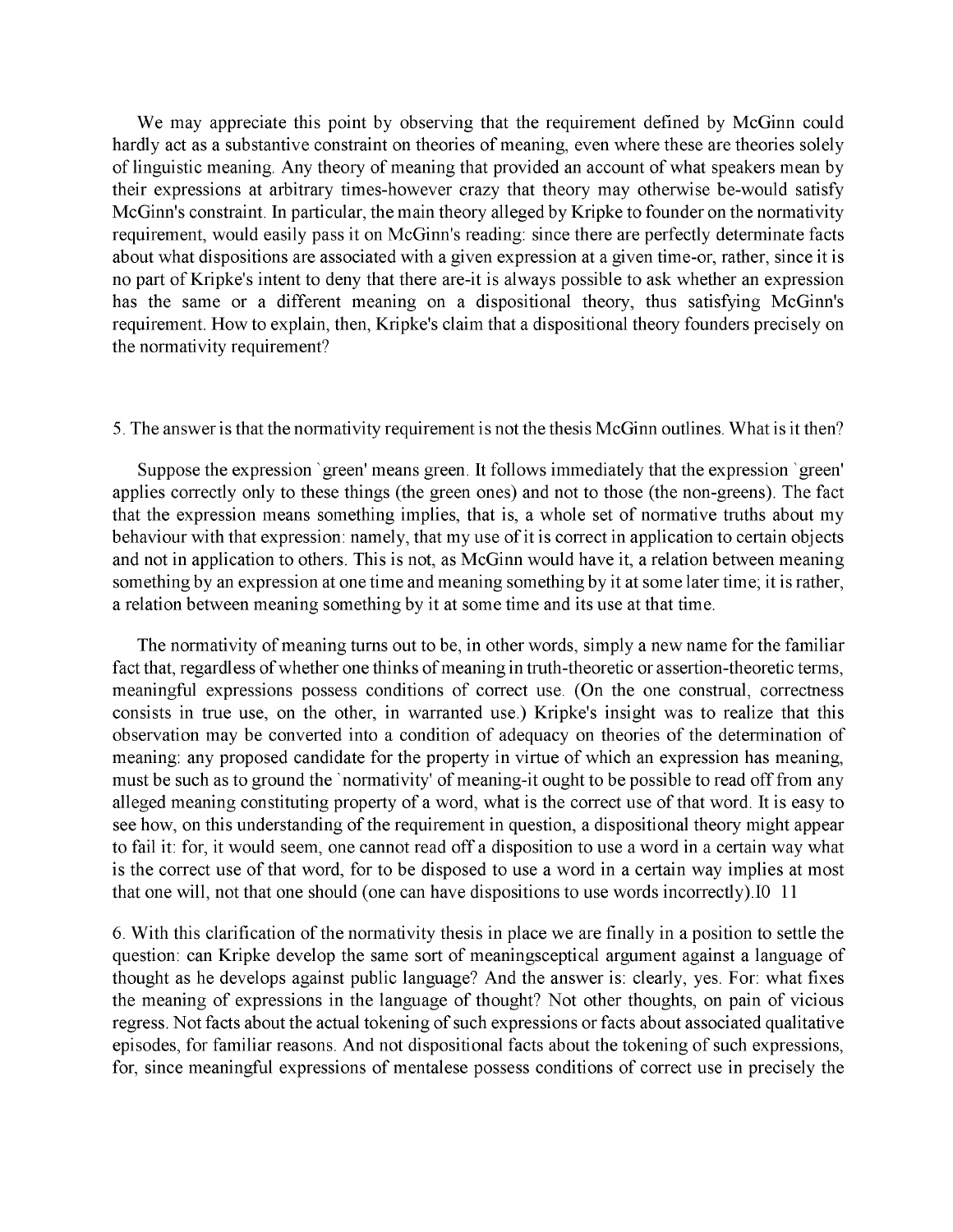We may appreciate this point by observing that the requirement defined by McGinn could hardly act as a substantive constraint on theories of meaning, even where these are theories solely of linguistic meaning. Any theory of meaning that provided an account of what speakers mean by their expressions at arbitrary times-however crazy that theory may otherwise be-would satisfy McGinn's constraint. In particular, the main theory alleged by Kripke to founder on the normativity requirement, would easily pass it on McGinn's reading: since there are perfectly determinate facts about what dispositions are associated with a given expression at a given time-or, rather, since it is no part of Kripke's intent to deny that there are-it is always possible to ask whether an expression has the same or a different meaning on a dispositional theory, thus satisfying McGinn's requirement. How to explain, then, Kripke's claim that a dispositional theory founders precisely on the normativity requirement?

5. The answer is that the normativity requirement is not the thesis McGinn outlines. What is it then?

Suppose the expression `green' means green. It follows immediately that the expression `green' applies correctly only to these things (the green ones) and not to those (the non-greens). The fact that the expression means something implies, that is, a whole set of normative truths about my behaviour with that expression: namely, that my use of it is correct in application to certain objects and not in application to others. This is not, as McGinn would have it, a relation between meaning something by an expression at one time and meaning something by it at some later time; it is rather, a relation between meaning something by it at some time and its use at that time.

The normativity of meaning turns out to be, in other words, simply a new name for the familiar fact that, regardless of whether one thinks of meaning in truth-theoretic or assertion-theoretic terms, meaningful expressions possess conditions of correct use. (On the one construal, correctness consists in true use, on the other, in warranted use.) Kripke's insight was to realize that this observation may be converted into a condition of adequacy on theories of the determination of meaning: any proposed candidate for the property in virtue of which an expression has meaning, must be such as to ground the `normativity' of meaning-it ought to be possible to read off from any alleged meaning constituting property of a word, what is the correct use of that word. It is easy to see how, on this understanding of the requirement in question, a dispositional theory might appear to fail it: for, it would seem, one cannot read off a disposition to use a word in a certain way what is the correct use of that word, for to be disposed to use a word in a certain way implies at most that one will, not that one should (one can have dispositions to use words incorrectly).[10] [11]

6. With this clarification of the normativity thesis in place we are finally in a position to settle the question: can Kripke develop the same sort of meaningsceptical argument against a language of thought as he develops against public language? And the answer is: clearly, yes. For: what fixes the meaning of expressions in the language of thought? Not other thoughts, on pain of vicious regress. Not facts about the actual tokening of such expressions or facts about associated qualitative episodes, for familiar reasons. And not dispositional facts about the tokening of such expressions, for, since meaningful expressions of mentalese possess conditions of correct use in precisely the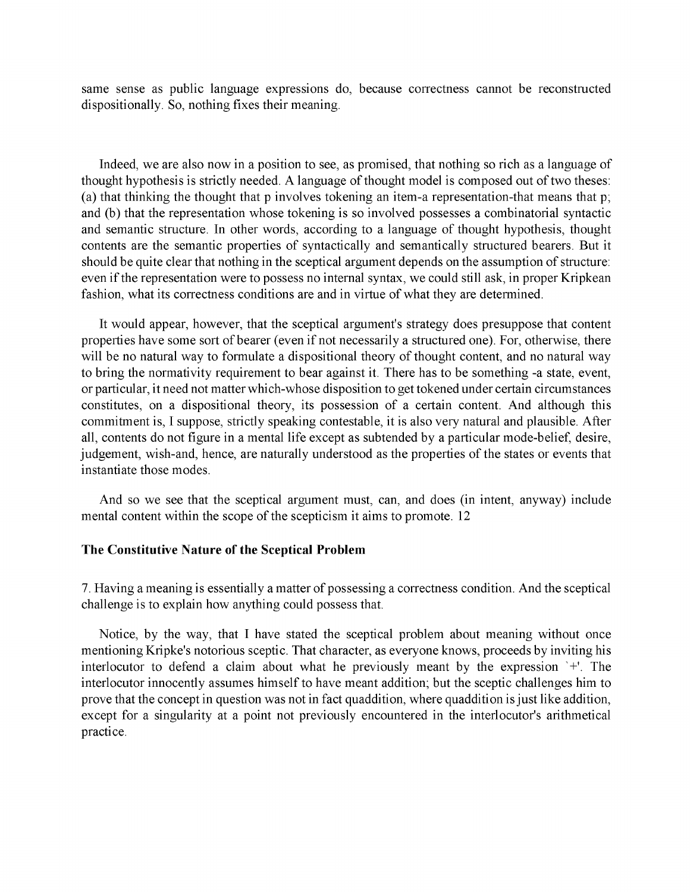same sense as public language expressions do, because correctness cannot be reconstructed dispositionally. So, nothing fixes their meaning.

Indeed, we are also now in a position to see, as promised, that nothing so rich as a language of thought hypothesis is strictly needed. A language of thought model is composed out of two theses: (a) that thinking the thought that p involves tokening an item-a representation-that means that p; and (b) that the representation whose tokening is so involved possesses a combinatorial syntactic and semantic structure. In other words, according to a language of thought hypothesis, thought contents are the semantic properties of syntactically and semantically structured bearers. But it should be quite clear that nothing in the sceptical argument depends on the assumption of structure: even if the representation were to possess no internal syntax, we could still ask, in proper Kripkean fashion, what its correctness conditions are and in virtue of what they are determined.

It would appear, however, that the sceptical argument's strategy does presuppose that content properties have some sort of bearer (even if not necessarily a structured one). For, otherwise, there will be no natural way to formulate a dispositional theory of thought content, and no natural way to bring the normativity requirement to bear against it. There has to be something -a state, event, or particular, it need not matter which-whose disposition to get tokened under certain circumstances constitutes, on a dispositional theory, its possession of a certain content. And although this commitment is, I suppose, strictly speaking contestable, it is also very natural and plausible. After all, contents do not figure in a mental life except as subtended by a particular mode-belief, desire, judgement, wish-and, hence, are naturally understood as the properties of the states or events that instantiate those modes.

And so we see that the sceptical argument must, can, and does (in intent, anyway) include mental content within the scope of the scepticism it aims to promote. 12

### The Constitutive Nature of the Sceptical Problem

7. Having a meaning is essentially a matter of possessing a correctness condition. And the sceptical challenge is to explain how anything could possess that.

Notice, by the way, that I have stated the sceptical problem about meaning without once mentioning Kripke's notorious sceptic. That character, as everyone knows, proceeds by inviting his interlocutor to defend a claim about what he previously meant by the expression `+'. The interlocutor innocently assumes himself to have meant addition; but the sceptic challenges him to prove that the concept in question was not in fact quaddition, where quaddition is just like addition, except for a singularity at a point not previously encountered in the interlocutor's arithmetical practice.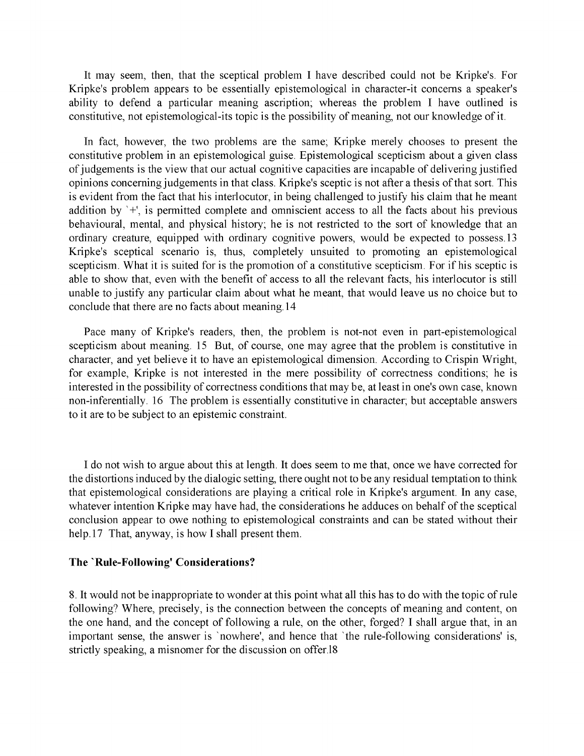It may seem, then, that the sceptical problem I have described could not be Kripke's. For Kripke's problem appears to be essentially epistemological in character-it concerns a speaker's ability to defend a particular meaning ascription; whereas the problem I have outlined is constitutive, not epistemological-its topic is the possibility of meaning, not our knowledge of it.

In fact, however, the two problems are the same; Kripke merely chooses to present the constitutive problem in an epistemological guise. Epistemological scepticism about a given class of judgements is the view that our actual cognitive capacities are incapable of delivering justified opinions concerning judgements in that class. Kripke's sceptic is not after a thesis of that sort. This is evident from the fact that his interlocutor, in being challenged to justify his claim that he meant addition by `+', is permitted complete and omniscient access to all the facts about his previous behavioural, mental, and physical history; he is not restricted to the sort of knowledge that an ordinary creature, equipped with ordinary cognitive powers, would be expected to possess.13 Kripke's sceptical scenario is, thus, completely unsuited to promoting an epistemological scepticism. What it is suited for is the promotion of a constitutive scepticism. For if his sceptic is able to show that, even with the benefit of access to all the relevant facts, his interlocutor is still unable to justify any particular claim about what he meant, that would leave us no choice but to conclude that there are no facts about meaning.14

Pace many of Kripke's readers, then, the problem is not-not even in part-epistemological scepticism about meaning. 15 But, of course, one may agree that the problem is constitutive in character, and yet believe it to have an epistemological dimension. According to Crispin Wright, for example, Kripke is not interested in the mere possibility of correctness conditions; he is interested in the possibility of correctness conditions that may be, at least in one's own case, known non-inferentially. 16 The problem is essentially constitutive in character; but acceptable answers to it are to be subject to an epistemic constraint.

I do not wish to argue about this at length. It does seem to me that, once we have corrected for the distortions induced by the dialogic setting, there ought not to be any residual temptation to think that epistemological considerations are playing a critical role in Kripke's argument. In any case, whatever intention Kripke may have had, the considerations he adduces on behalf of the sceptical conclusion appear to owe nothing to epistemological constraints and can be stated without their help.17 That, anyway, is how I shall present them.

**The `Rule-Following' Considerations?**

8. It would not be inappropriate to wonder at this point what all this has to do with the topic of rule following? Where, precisely, is the connection between the concepts of meaning and content, on the one hand, and the concept of following a rule, on the other, forged? I shall argue that, in an important sense, the answer is `nowhere', and hence that `the rule-following considerations' is, strictly speaking, a misnomer for the discussion on offer.18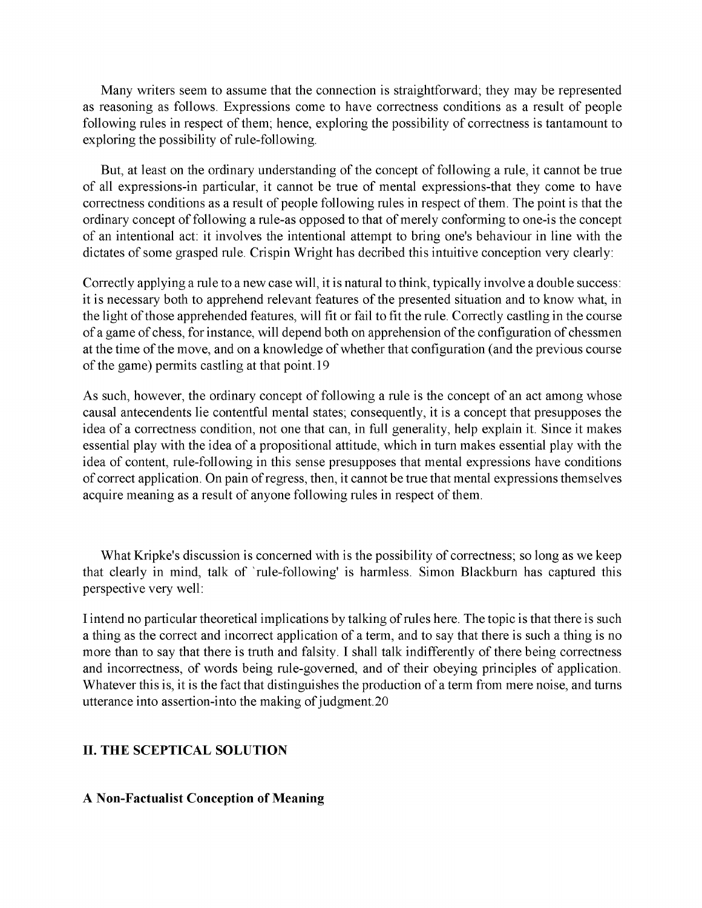Many writers seem to assume that the connection is straightforward; they may be represented as reasoning as follows. Expressions come to have correctness conditions as a result of people following rules in respect of them; hence, exploring the possibility of correctness is tantamount to exploring the possibility of rule-following.

But, at least on the ordinary understanding of the concept of following a rule, it cannot be true of all expressions-in particular, it cannot be true of mental expressions-that they come to have correctness conditions as a result of people following rules in respect of them. The point is that the ordinary concept of following a rule-as opposed to that of merely conforming to one-is the concept of an intentional act: it involves the intentional attempt to bring one's behaviour in line with the dictates of some grasped rule. Crispin Wright has decribed this intuitive conception very clearly:

Correctly applying a rule to a new case will, it is natural to think, typically involve a double success: it is necessary both to apprehend relevant features of the presented situation and to know what, in the light of those apprehended features, will fit or fail to fit the rule. Correctly castling in the course of a game of chess, for instance, will depend both on apprehension of the configuration of chessmen at the time of the move, and on a knowledge of whether that configuration (and the previous course of the game) permits castling at that point.19

As such, however, the ordinary concept of following a rule is the concept of an act among whose causal antecendents lie contentful mental states; consequently, it is a concept that presupposes the idea of a correctness condition, not one that can, in full generality, help explain it. Since it makes essential play with the idea of a propositional attitude, which in turn makes essential play with the idea of content, rule-following in this sense presupposes that mental expressions have conditions of correct application. On pain of regress, then, it cannot be true that mental expressions themselves acquire meaning as a result of anyone following rules in respect of them.

What Kripke's discussion is concerned with is the possibility of correctness; so long as we keep that clearly in mind, talk of `rule-following' is harmless. Simon Blackburn has captured this perspective very well:

I intend no particular theoretical implications by talking of rules here. The topic is that there is such a thing as the correct and incorrect application of a term, and to say that there is such a thing is no more than to say that there is truth and falsity. I shall talk indifferently of there being correctness and incorrectness, of words being rule-governed, and of their obeying principles of application. Whatever this is, it is the fact that distinguishes the production of a term from mere noise, and turns utterance into assertion-into the making of judgment.20

## II. THE SCEPTICAL SOLUTION

### A Non-Factualist Conception of Meaning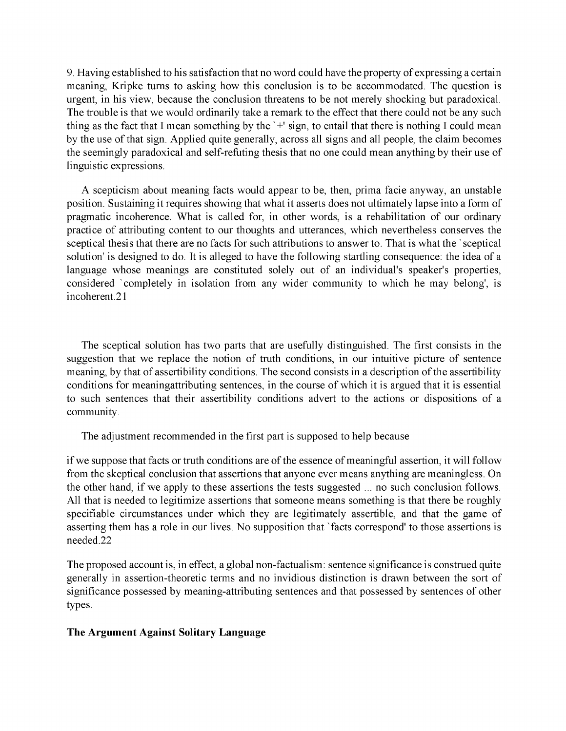9. Having established to his satisfaction that no word could have the property of expressing a certain meaning, Kripke turns to asking how this conclusion is to be accommodated. The question is urgent, in his view, because the conclusion threatens to be not merely shocking but paradoxical. The trouble is that we would ordinarily take a remark to the effect that there could not be any such thing as the fact that I mean something by the `+' sign, to entail that there is nothing I could mean by the use of that sign. Applied quite generally, across all signs and all people, the claim becomes the seemingly paradoxical and self-refuting thesis that no one could mean anything by their use of linguistic expressions.

A scepticism about meaning facts would appear to be, then, prima facie anyway, an unstable position. Sustaining it requires showing that what it asserts does not ultimately lapse into a form of pragmatic incoherence. What is called for, in other words, is a rehabilitation of our ordinary practice of attributing content to our thoughts and utterances, which nevertheless conserves the sceptical thesis that there are no facts for such attributions to answer to. That is what the `sceptical solution' is designed to do. It is alleged to have the following startling consequence: the idea of a language whose meanings are constituted solely out of an individual's speaker's properties, considered `completely in isolation from any wider community to which he may belong', is incoherent.21

The sceptical solution has two parts that are usefully distinguished. The first consists in the suggestion that we replace the notion of truth conditions, in our intuitive picture of sentence meaning, by that of assertibility conditions. The second consists in a description of the assertibility conditions for meaningattributing sentences, in the course of which it is argued that it is essential to such sentences that their assertibility conditions advert to the actions or dispositions of a community.

The adjustment recommended in the first part is supposed to help because

if we suppose that facts or truth conditions are of the essence of meaningful assertion, it will follow from the skeptical conclusion that assertions that anyone ever means anything are meaningless. On the other hand, if we apply to these assertions the tests suggested ... no such conclusion follows. All that is needed to legitimize assertions that someone means something is that there be roughly specifiable circumstances under which they are legitimately assertible, and that the game of asserting them has a role in our lives. No supposition that `facts correspond' to those assertions is needed.22

The proposed account is, in effect, a global non-factualism: sentence significance is construed quite generally in assertion-theoretic terms and no invidious distinction is drawn between the sort of significance possessed by meaning-attributing sentences and that possessed by sentences of other types.

**The Argument Against Solitary Language**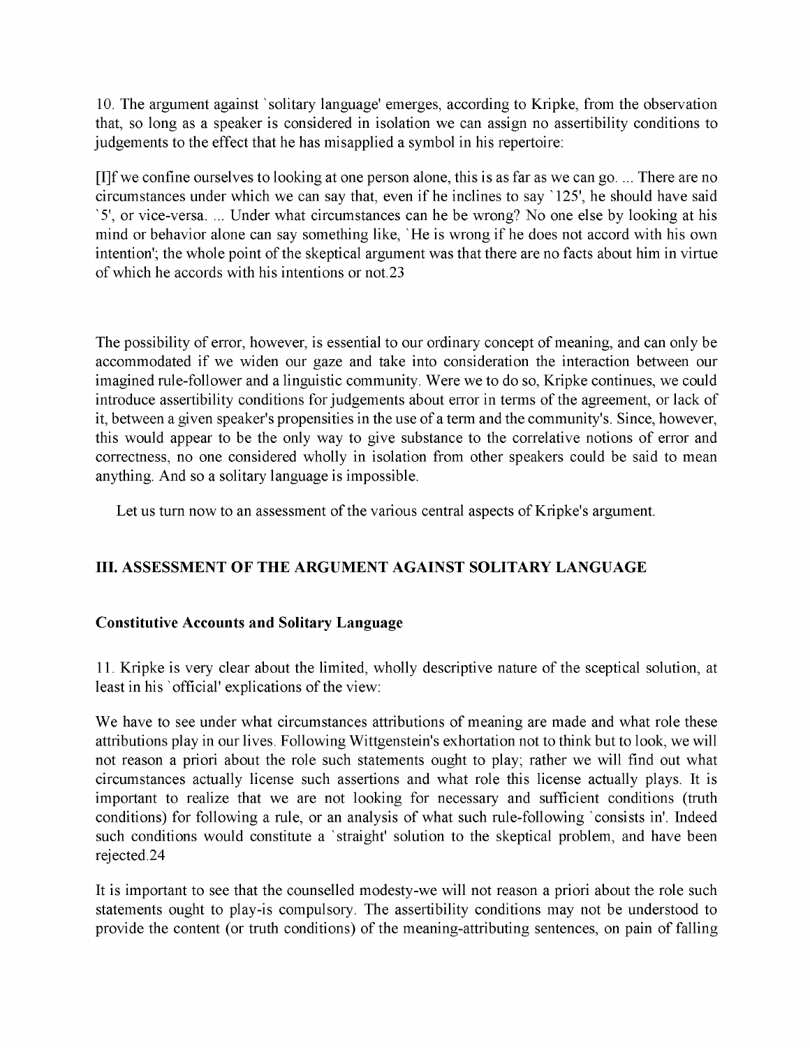10. The argument against `solitary language' emerges, according to Kripke, from the observation that, so long as a speaker is considered in isolation we can assign no assertibility conditions to judgements to the effect that he has misapplied a symbol in his repertoire:

[I]f we confine ourselves to looking at one person alone, this is as far as we can go. ... There are no circumstances under which we can say that, even if he inclines to say `125', he should have said `5', or vice-versa. ... Under what circumstances can he be wrong? No one else by looking at his mind or behavior alone can say something like, `He is wrong if he does not accord with his own intention'; the whole point of the skeptical argument was that there are no facts about him in virtue of which he accords with his intentions or not.23

The possibility of error, however, is essential to our ordinary concept of meaning, and can only be accommodated if we widen our gaze and take into consideration the interaction between our imagined rule-follower and a linguistic community. Were we to do so, Kripke continues, we could introduce assertibility conditions for judgements about error in terms of the agreement, or lack of it, between a given speaker's propensities in the use of a term and the community's. Since, however, this would appear to be the only way to give substance to the correlative notions of error and correctness, no one considered wholly in isolation from other speakers could be said to mean anything. And so a solitary language is impossible.

Let us turn now to an assessment of the various central aspects of Kripke's argument.

## III. ASSESSMENT OF THE ARGUMENT AGAINST SOLITARY LANGUAGE

### Constitutive Accounts and Solitary Language

11. Kripke is very clear about the limited, wholly descriptive nature of the sceptical solution, at least in his `official' explications of the view:

We have to see under what circumstances attributions of meaning are made and what role these attributions play in our lives. Following Wittgenstein's exhortation not to think but to look, we will not reason a priori about the role such statements ought to play; rather we will find out what circumstances actually license such assertions and what role this license actually plays. It is important to realize that we are not looking for necessary and sufficient conditions (truth conditions) for following a rule, or an analysis of what such rule-following `consists in'. Indeed such conditions would constitute a `straight' solution to the skeptical problem, and have been rejected.24

It is important to see that the counselled modesty-we will not reason a priori about the role such statements ought to play-is compulsory. The assertibility conditions may not be understood to provide the content (or truth conditions) of the meaning-attributing sentences, on pain of falling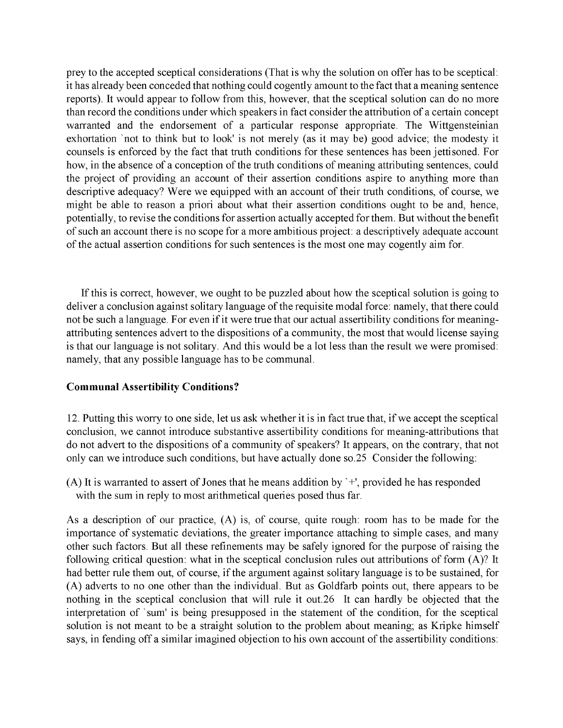prey to the accepted sceptical considerations (That is why the solution on offer has to be sceptical: it has already been conceded that nothing could cogently amount to the fact that a meaning sentence reports). It would appear to follow from this, however, that the sceptical solution can do no more than record the conditions under which speakers in fact consider the attribution of a certain concept warranted and the endorsement of a particular response appropriate. The Wittgensteinian exhortation `not to think but to look' is not merely (as it may be) good advice; the modesty it counsels is enforced by the fact that truth conditions for these sentences has been jettisoned. For how, in the absence of a conception of the truth conditions of meaning attributing sentences, could the project of providing an account of their assertion conditions aspire to anything more than descriptive adequacy? Were we equipped with an account of their truth conditions, of course, we might be able to reason a priori about what their assertion conditions ought to be and, hence, potentially, to revise the conditions for assertion actually accepted for them. But without the benefit of such an account there is no scope for a more ambitious project: a descriptively adequate account of the actual assertion conditions for such sentences is the most one may cogently aim for.

If this is correct, however, we ought to be puzzled about how the sceptical solution is going to deliver a conclusion against solitary language of the requisite modal force: namely, that there could not be such a language. For even if it were true that our actual assertibility conditions for meaning-attributing sentences advert to the dispositions of a community, the most that would license saying is that our language is not solitary. And this would be a lot less than the result we were promised: namely, that any possible language has to be communal.

**Communal Assertibility Conditions?**

12. Putting this worry to one side, let us ask whether it is in fact true that, if we accept the sceptical conclusion, we cannot introduce substantive assertibility conditions for meaning-attributions that do not advert to the dispositions of a community of speakers? It appears, on the contrary, that not only can we introduce such conditions, but have actually done so.25 Consider the following:

(A) It is warranted to assert of Jones that he means addition by `+', provided he has responded with the sum in reply to most arithmetical queries posed thus far.

As a description of our practice, (A) is, of course, quite rough: room has to be made for the importance of systematic deviations, the greater importance attaching to simple cases, and many other such factors. But all these refinements may be safely ignored for the purpose of raising the following critical question: what in the sceptical conclusion rules out attributions of form (A)? It had better rule them out, of course, if the argument against solitary language is to be sustained, for (A) adverts to no one other than the individual. But as Goldfarb points out, there appears to be nothing in the sceptical conclusion that will rule it out.26 It can hardly be objected that the interpretation of `sum' is being presupposed in the statement of the condition, for the sceptical solution is not meant to be a straight solution to the problem about meaning; as Kripke himself says, in fending off a similar imagined objection to his own account of the assertibility conditions: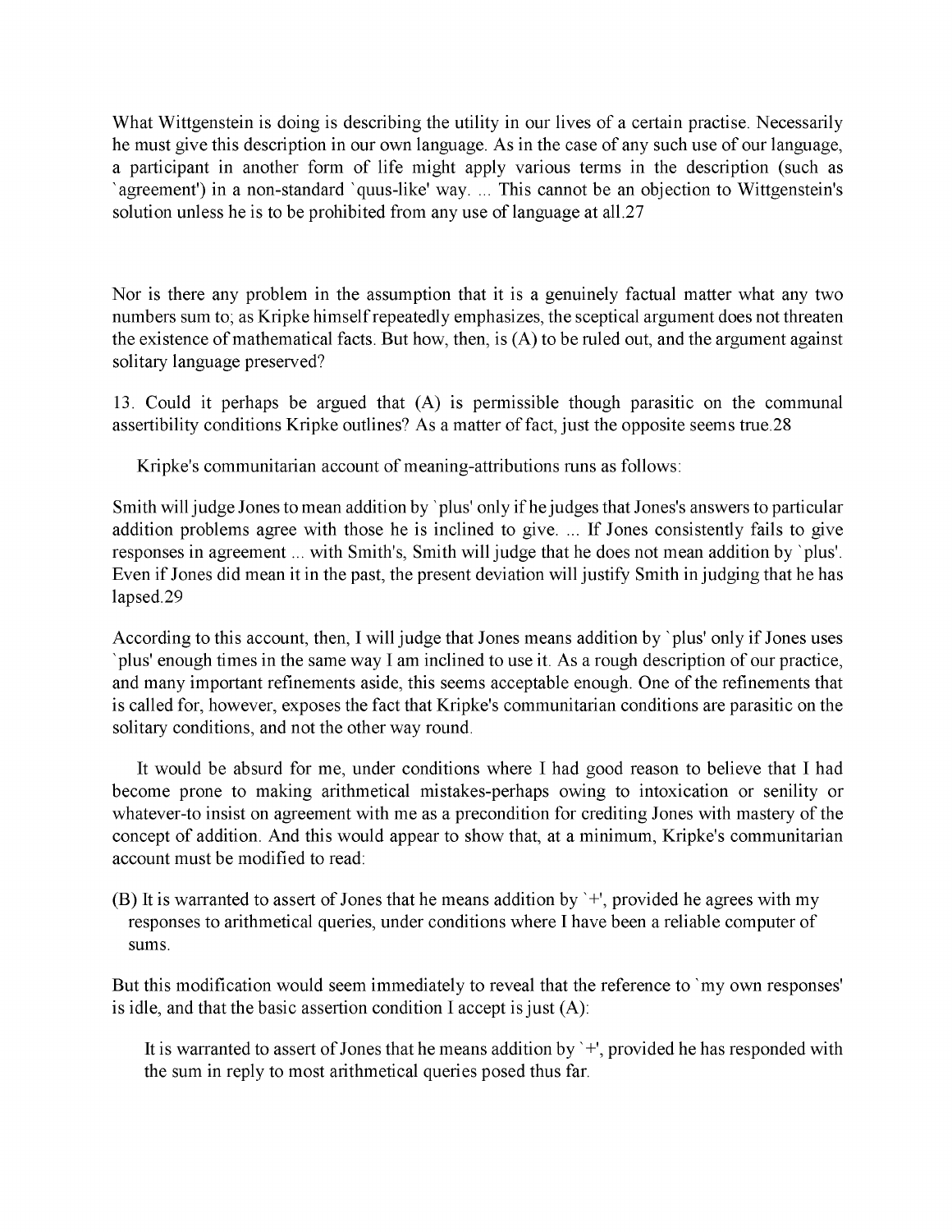What Wittgenstein is doing is describing the utility in our lives of a certain practise. Necessarily he must give this description in our own language. As in the case of any such use of our language, a participant in another form of life might apply various terms in the description (such as `agreement') in a non-standard `quus-like' way. ... This cannot be an objection to Wittgenstein's solution unless he is to be prohibited from any use of language at all.27

Nor is there any problem in the assumption that it is a genuinely factual matter what any two numbers sum to; as Kripke himself repeatedly emphasizes, the sceptical argument does not threaten the existence of mathematical facts. But how, then, is (A) to be ruled out, and the argument against solitary language preserved?

13. Could it perhaps be argued that (A) is permissible though parasitic on the communal assertibility conditions Kripke outlines? As a matter of fact, just the opposite seems true.28

Kripke's communitarian account of meaning-attributions runs as follows:

Smith will judge Jones to mean addition by `plus' only if he judges that Jones's answers to particular addition problems agree with those he is inclined to give. ... If Jones consistently fails to give responses in agreement ... with Smith's, Smith will judge that he does not mean addition by `plus'. Even if Jones did mean it in the past, the present deviation will justify Smith in judging that he has lapsed.29

According to this account, then, I will judge that Jones means addition by `plus' only if Jones uses `plus' enough times in the same way I am inclined to use it. As a rough description of our practice, and many important refinements aside, this seems acceptable enough. One of the refinements that is called for, however, exposes the fact that Kripke's communitarian conditions are parasitic on the solitary conditions, and not the other way round.

It would be absurd for me, under conditions where I had good reason to believe that I had become prone to making arithmetical mistakes-perhaps owing to intoxication or senility or whatever-to insist on agreement with me as a precondition for crediting Jones with mastery of the concept of addition. And this would appear to show that, at a minimum, Kripke's communitarian account must be modified to read:

(B) It is warranted to assert of Jones that he means addition by `+', provided he agrees with my responses to arithmetical queries, under conditions where I have been a reliable computer of sums.

But this modification would seem immediately to reveal that the reference to `my own responses' is idle, and that the basic assertion condition I accept is just (A):

> It is warranted to assert of Jones that he means addition by `+', provided he has responded with the sum in reply to most arithmetical queries posed thus far.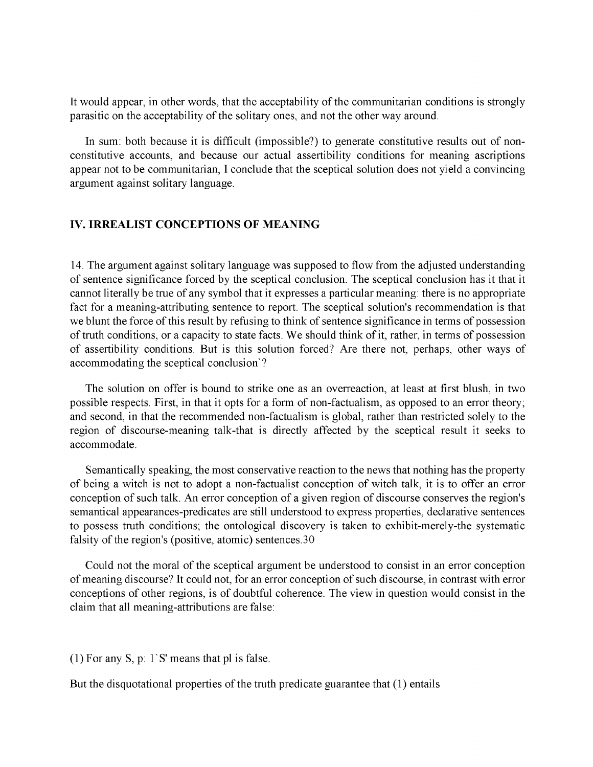It would appear, in other words, that the acceptability of the communitarian conditions is strongly parasitic on the acceptability of the solitary ones, and not the other way around.

In sum: both because it is difficult (impossible?) to generate constitutive results out of non-constitutive accounts, and because our actual assertibility conditions for meaning ascriptions appear not to be communitarian, I conclude that the sceptical solution does not yield a convincing argument against solitary language.

## IV. IRREALIST CONCEPTIONS OF MEANING

14. The argument against solitary language was supposed to flow from the adjusted understanding of sentence significance forced by the sceptical conclusion. The sceptical conclusion has it that it cannot literally be true of any symbol that it expresses a particular meaning: there is no appropriate fact for a meaning-attributing sentence to report. The sceptical solution's recommendation is that we blunt the force of this result by refusing to think of sentence significance in terms of possession of truth conditions, or a capacity to state facts. We should think of it, rather, in terms of possession of assertibility conditions. But is this solution forced? Are there not, perhaps, other ways of accommodating the sceptical conclusion`?

The solution on offer is bound to strike one as an overreaction, at least at first blush, in two possible respects. First, in that it opts for a form of non-factualism, as opposed to an error theory; and second, in that the recommended non-factualism is global, rather than restricted solely to the region of discourse-meaning talk-that is directly affected by the sceptical result it seeks to accommodate.

Semantically speaking, the most conservative reaction to the news that nothing has the property of being a witch is not to adopt a non-factualist conception of witch talk, it is to offer an error conception of such talk. An error conception of a given region of discourse conserves the region's semantical appearances-predicates are still understood to express properties, declarative sentences to possess truth conditions; the ontological discovery is taken to exhibit-merely-the systematic falsity of the region's (positive, atomic) sentences.30

Could not the moral of the sceptical argument be understood to consist in an error conception of meaning discourse? It could not, for an error conception of such discourse, in contrast with error conceptions of other regions, is of doubtful coherence. The view in question would consist in the claim that all meaning-attributions are false:

(1) For any S, p: 1`S' means that pl is false.

But the disquotational properties of the truth predicate guarantee that (1) entails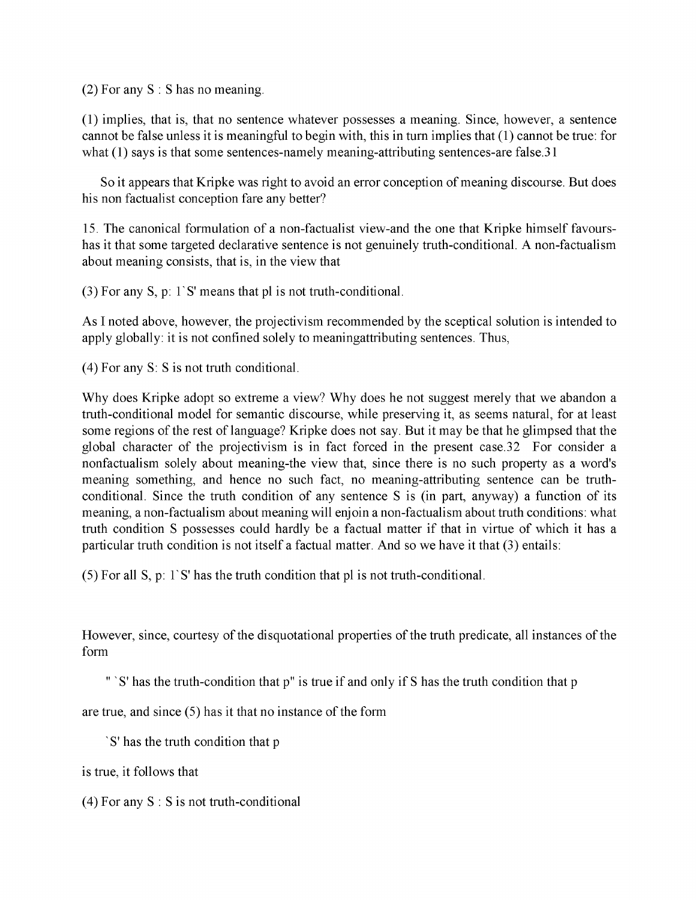(2) For any S : S has no meaning.

(1) implies, that is, that no sentence whatever possesses a meaning. Since, however, a sentence cannot be false unless it is meaningful to begin with, this in turn implies that (1) cannot be true: for what (1) says is that some sentences-namely meaning-attributing sentences-are false.31

So it appears that Kripke was right to avoid an error conception of meaning discourse. But does his non factualist conception fare any better?

15. The canonical formulation of a non-factualist view-and the one that Kripke himself favours-has it that some targeted declarative sentence is not genuinely truth-conditional. A non-factualism about meaning consists, that is, in the view that

(3) For any S, p: 1`S' means that pl is not truth-conditional.

As I noted above, however, the projectivism recommended by the sceptical solution is intended to apply globally: it is not confined solely to meaningattributing sentences. Thus,

(4) For any S: S is not truth conditional.

Why does Kripke adopt so extreme a view? Why does he not suggest merely that we abandon a truth-conditional model for semantic discourse, while preserving it, as seems natural, for at least some regions of the rest of language? Kripke does not say. But it may be that he glimpsed that the global character of the projectivism is in fact forced in the present case.32 For consider a nonfactualism solely about meaning-the view that, since there is no such property as a word's meaning something, and hence no such fact, no meaning-attributing sentence can be truth-conditional. Since the truth condition of any sentence S is (in part, anyway) a function of its meaning, a non-factualism about meaning will enjoin a non-factualism about truth conditions: what truth condition S possesses could hardly be a factual matter if that in virtue of which it has a particular truth condition is not itself a factual matter. And so we have it that (3) entails:

(5) For all S, p: 1`S' has the truth condition that pl is not truth-conditional.

However, since, courtesy of the disquotational properties of the truth predicate, all instances of the form

" `S' has the truth-condition that p" is true if and only if S has the truth condition that p

are true, and since (5) has it that no instance of the form

`S' has the truth condition that p

is true, it follows that

(4) For any S : S is not truth-conditional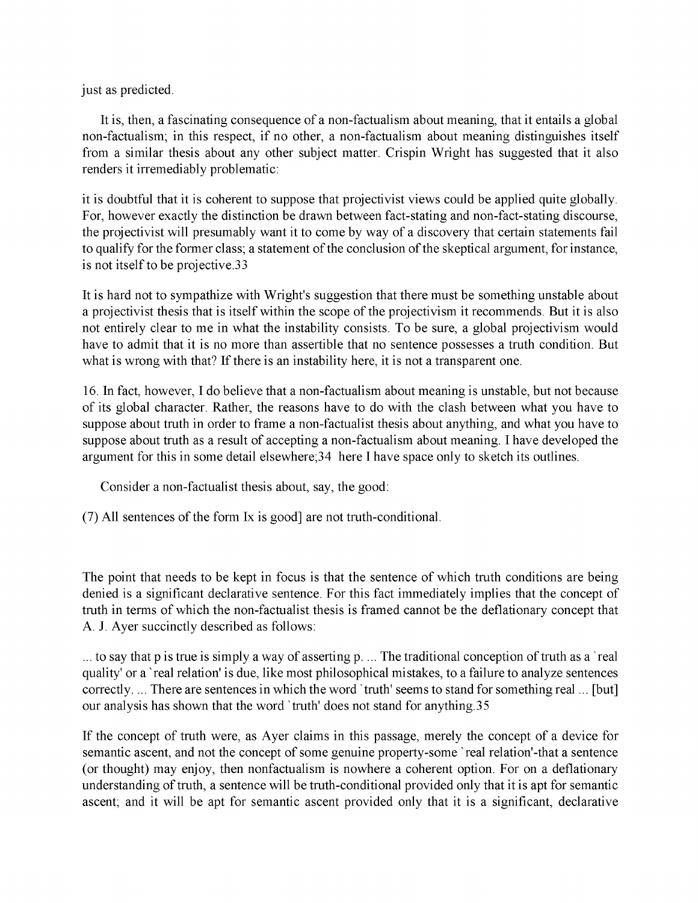just as predicted.

It is, then, a fascinating consequence of a non-factualism about meaning, that it entails a global non-factualism; in this respect, if no other, a non-factualism about meaning distinguishes itself from a similar thesis about any other subject matter. Crispin Wright has suggested that it also renders it irremediably problematic:

it is doubtful that it is coherent to suppose that projectivist views could be applied quite globally. For, however exactly the distinction be drawn between fact-stating and non-fact-stating discourse, the projectivist will presumably want it to come by way of a discovery that certain statements fail to qualify for the former class; a statement of the conclusion of the skeptical argument, for instance, is not itself to be projective.33

It is hard not to sympathize with Wright's suggestion that there must be something unstable about a projectivist thesis that is itself within the scope of the projectivism it recommends. But it is also not entirely clear to me in what the instability consists. To be sure, a global projectivism would have to admit that it is no more than assertible that no sentence possesses a truth condition. But what is wrong with that? If there is an instability here, it is not a transparent one.

16. In fact, however, I do believe that a non-factualism about meaning is unstable, but not because of its global character. Rather, the reasons have to do with the clash between what you have to suppose about truth in order to frame a non-factualist thesis about anything, and what you have to suppose about truth as a result of accepting a non-factualism about meaning. I have developed the argument for this in some detail elsewhere;34 here I have space only to sketch its outlines.

Consider a non-factualist thesis about, say, the good:

(7) All sentences of the form Ix is good] are not truth-conditional.

The point that needs to be kept in focus is that the sentence of which truth conditions are being denied is a significant declarative sentence. For this fact immediately implies that the concept of truth in terms of which the non-factualist thesis is framed cannot be the deflationary concept that A. J. Ayer succinctly described as follows:

... to say that p is true is simply a way of asserting p. ... The traditional conception of truth as a `real quality' or a `real relation' is due, like most philosophical mistakes, to a failure to analyze sentences correctly. ... There are sentences in which the word `truth' seems to stand for something real ... [but] our analysis has shown that the word `truth' does not stand for anything.35

If the concept of truth were, as Ayer claims in this passage, merely the concept of a device for semantic ascent, and not the concept of some genuine property-some `real relation'-that a sentence (or thought) may enjoy, then nonfactualism is nowhere a coherent option. For on a deflationary understanding of truth, a sentence will be truth-conditional provided only that it is apt for semantic ascent; and it will be apt for semantic ascent provided only that it is a significant, declarative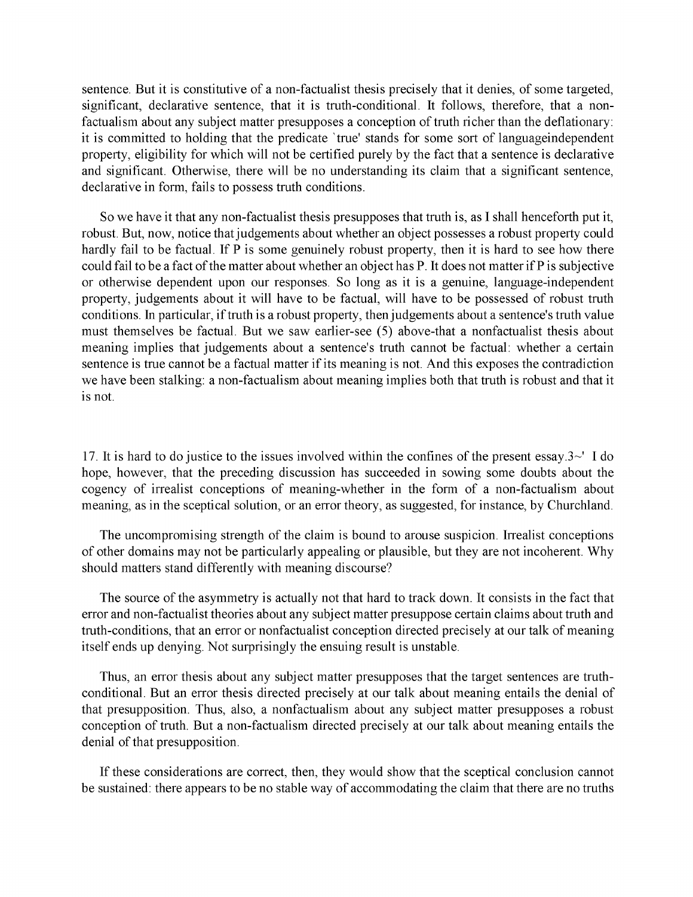sentence. But it is constitutive of a non-factualist thesis precisely that it denies, of some targeted, significant, declarative sentence, that it is truth-conditional. It follows, therefore, that a non-factualism about any subject matter presupposes a conception of truth richer than the deflationary: it is committed to holding that the predicate `true' stands for some sort of languageindependent property, eligibility for which will not be certified purely by the fact that a sentence is declarative and significant. Otherwise, there will be no understanding its claim that a significant sentence, declarative in form, fails to possess truth conditions.

So we have it that any non-factualist thesis presupposes that truth is, as I shall henceforth put it, robust. But, now, notice that judgements about whether an object possesses a robust property could hardly fail to be factual. If P is some genuinely robust property, then it is hard to see how there could fail to be a fact of the matter about whether an object has P. It does not matter if P is subjective or otherwise dependent upon our responses. So long as it is a genuine, language-independent property, judgements about it will have to be factual, will have to be possessed of robust truth conditions. In particular, if truth is a robust property, then judgements about a sentence's truth value must themselves be factual. But we saw earlier-see (5) above-that a nonfactualist thesis about meaning implies that judgements about a sentence's truth cannot be factual: whether a certain sentence is true cannot be a factual matter if its meaning is not. And this exposes the contradiction we have been stalking: a non-factualism about meaning implies both that truth is robust and that it is not.

17. It is hard to do justice to the issues involved within the confines of the present essay.3~' I do hope, however, that the preceding discussion has succeeded in sowing some doubts about the cogency of irrealist conceptions of meaning-whether in the form of a non-factualism about meaning, as in the sceptical solution, or an error theory, as suggested, for instance, by Churchland.

The uncompromising strength of the claim is bound to arouse suspicion. Irrealist conceptions of other domains may not be particularly appealing or plausible, but they are not incoherent. Why should matters stand differently with meaning discourse?

The source of the asymmetry is actually not that hard to track down. It consists in the fact that error and non-factualist theories about any subject matter presuppose certain claims about truth and truth-conditions, that an error or nonfactualist conception directed precisely at our talk of meaning itself ends up denying. Not surprisingly the ensuing result is unstable.

Thus, an error thesis about any subject matter presupposes that the target sentences are truth-conditional. But an error thesis directed precisely at our talk about meaning entails the denial of that presupposition. Thus, also, a nonfactualism about any subject matter presupposes a robust conception of truth. But a non-factualism directed precisely at our talk about meaning entails the denial of that presupposition.

If these considerations are correct, then, they would show that the sceptical conclusion cannot be sustained: there appears to be no stable way of accommodating the claim that there are no truths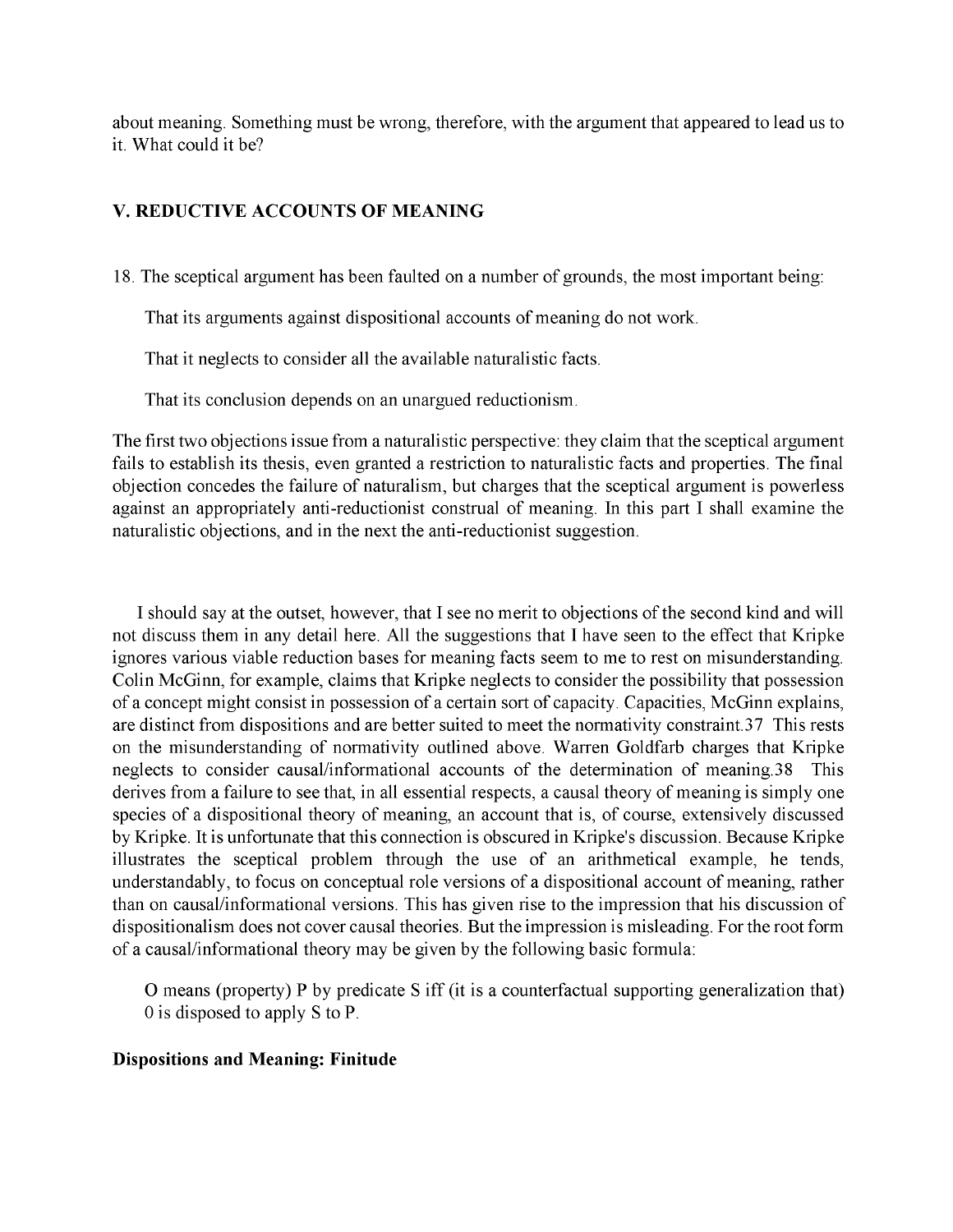about meaning. Something must be wrong, therefore, with the argument that appeared to lead us to it. What could it be?

## V. REDUCTIVE ACCOUNTS OF MEANING

18. The sceptical argument has been faulted on a number of grounds, the most important being:

> That its arguments against dispositional accounts of meaning do not work.
>
> That it neglects to consider all the available naturalistic facts.
>
> That its conclusion depends on an unargued reductionism.

The first two objections issue from a naturalistic perspective: they claim that the sceptical argument fails to establish its thesis, even granted a restriction to naturalistic facts and properties. The final objection concedes the failure of naturalism, but charges that the sceptical argument is powerless against an appropriately anti-reductionist construal of meaning. In this part I shall examine the naturalistic objections, and in the next the anti-reductionist suggestion.

I should say at the outset, however, that I see no merit to objections of the second kind and will not discuss them in any detail here. All the suggestions that I have seen to the effect that Kripke ignores various viable reduction bases for meaning facts seem to me to rest on misunderstanding. Colin McGinn, for example, claims that Kripke neglects to consider the possibility that possession of a concept might consist in possession of a certain sort of capacity. Capacities, McGinn explains, are distinct from dispositions and are better suited to meet the normativity constraint.37 This rests on the misunderstanding of normativity outlined above. Warren Goldfarb charges that Kripke neglects to consider causal/informational accounts of the determination of meaning.38 This derives from a failure to see that, in all essential respects, a causal theory of meaning is simply one species of a dispositional theory of meaning, an account that is, of course, extensively discussed by Kripke. It is unfortunate that this connection is obscured in Kripke's discussion. Because Kripke illustrates the sceptical problem through the use of an arithmetical example, he tends, understandably, to focus on conceptual role versions of a dispositional account of meaning, rather than on causal/informational versions. This has given rise to the impression that his discussion of dispositionalism does not cover causal theories. But the impression is misleading. For the root form of a causal/informational theory may be given by the following basic formula:

> O means (property) P by predicate S iff (it is a counterfactual supporting generalization that) 0 is disposed to apply S to P.

### Dispositions and Meaning: Finitude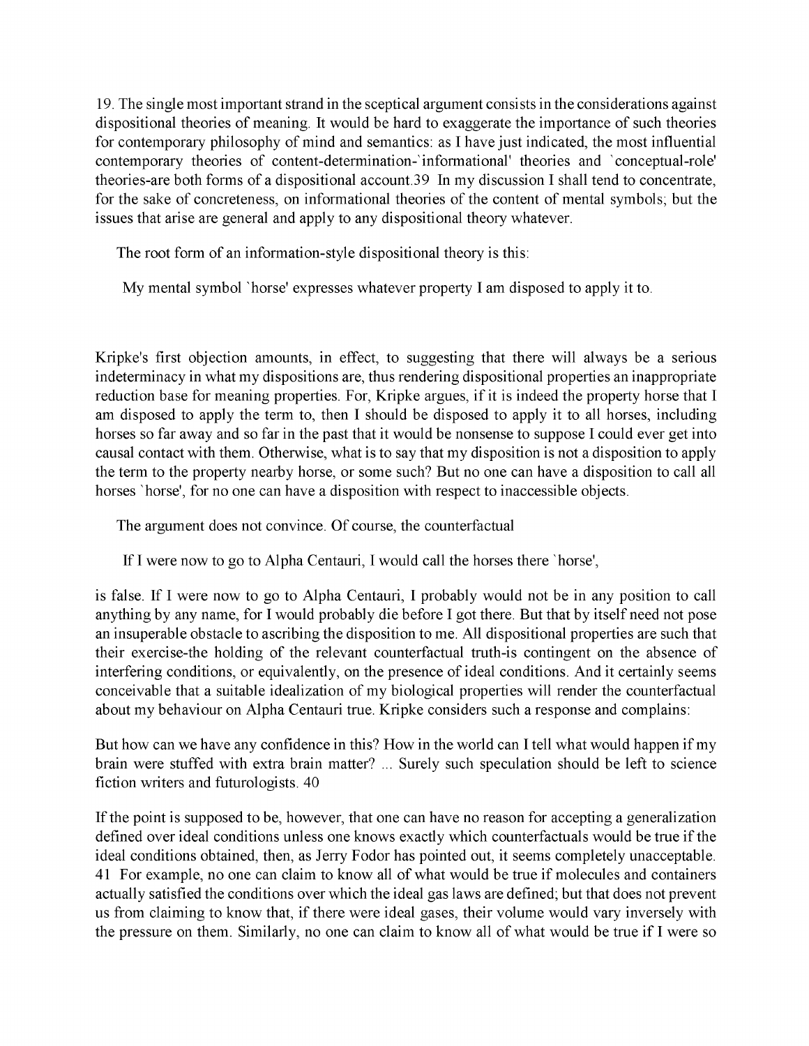19. The single most important strand in the sceptical argument consists in the considerations against dispositional theories of meaning. It would be hard to exaggerate the importance of such theories for contemporary philosophy of mind and semantics: as I have just indicated, the most influential contemporary theories of content-determination-`informational' theories and `conceptual-role' theories-are both forms of a dispositional account.39 In my discussion I shall tend to concentrate, for the sake of concreteness, on informational theories of the content of mental symbols; but the issues that arise are general and apply to any dispositional theory whatever.

The root form of an information-style dispositional theory is this:

> My mental symbol `horse' expresses whatever property I am disposed to apply it to.

Kripke's first objection amounts, in effect, to suggesting that there will always be a serious indeterminacy in what my dispositions are, thus rendering dispositional properties an inappropriate reduction base for meaning properties. For, Kripke argues, if it is indeed the property horse that I am disposed to apply the term to, then I should be disposed to apply it to all horses, including horses so far away and so far in the past that it would be nonsense to suppose I could ever get into causal contact with them. Otherwise, what is to say that my disposition is not a disposition to apply the term to the property nearby horse, or some such? But no one can have a disposition to call all horses `horse', for no one can have a disposition with respect to inaccessible objects.

The argument does not convince. Of course, the counterfactual

> If I were now to go to Alpha Centauri, I would call the horses there `horse',

is false. If I were now to go to Alpha Centauri, I probably would not be in any position to call anything by any name, for I would probably die before I got there. But that by itself need not pose an insuperable obstacle to ascribing the disposition to me. All dispositional properties are such that their exercise-the holding of the relevant counterfactual truth-is contingent on the absence of interfering conditions, or equivalently, on the presence of ideal conditions. And it certainly seems conceivable that a suitable idealization of my biological properties will render the counterfactual about my behaviour on Alpha Centauri true. Kripke considers such a response and complains:

> But how can we have any confidence in this? How in the world can I tell what would happen if my brain were stuffed with extra brain matter? ... Surely such speculation should be left to science fiction writers and futurologists. 40

If the point is supposed to be, however, that one can have no reason for accepting a generalization defined over ideal conditions unless one knows exactly which counterfactuals would be true if the ideal conditions obtained, then, as Jerry Fodor has pointed out, it seems completely unacceptable. 41 For example, no one can claim to know all of what would be true if molecules and containers actually satisfied the conditions over which the ideal gas laws are defined; but that does not prevent us from claiming to know that, if there were ideal gases, their volume would vary inversely with the pressure on them. Similarly, no one can claim to know all of what would be true if I were so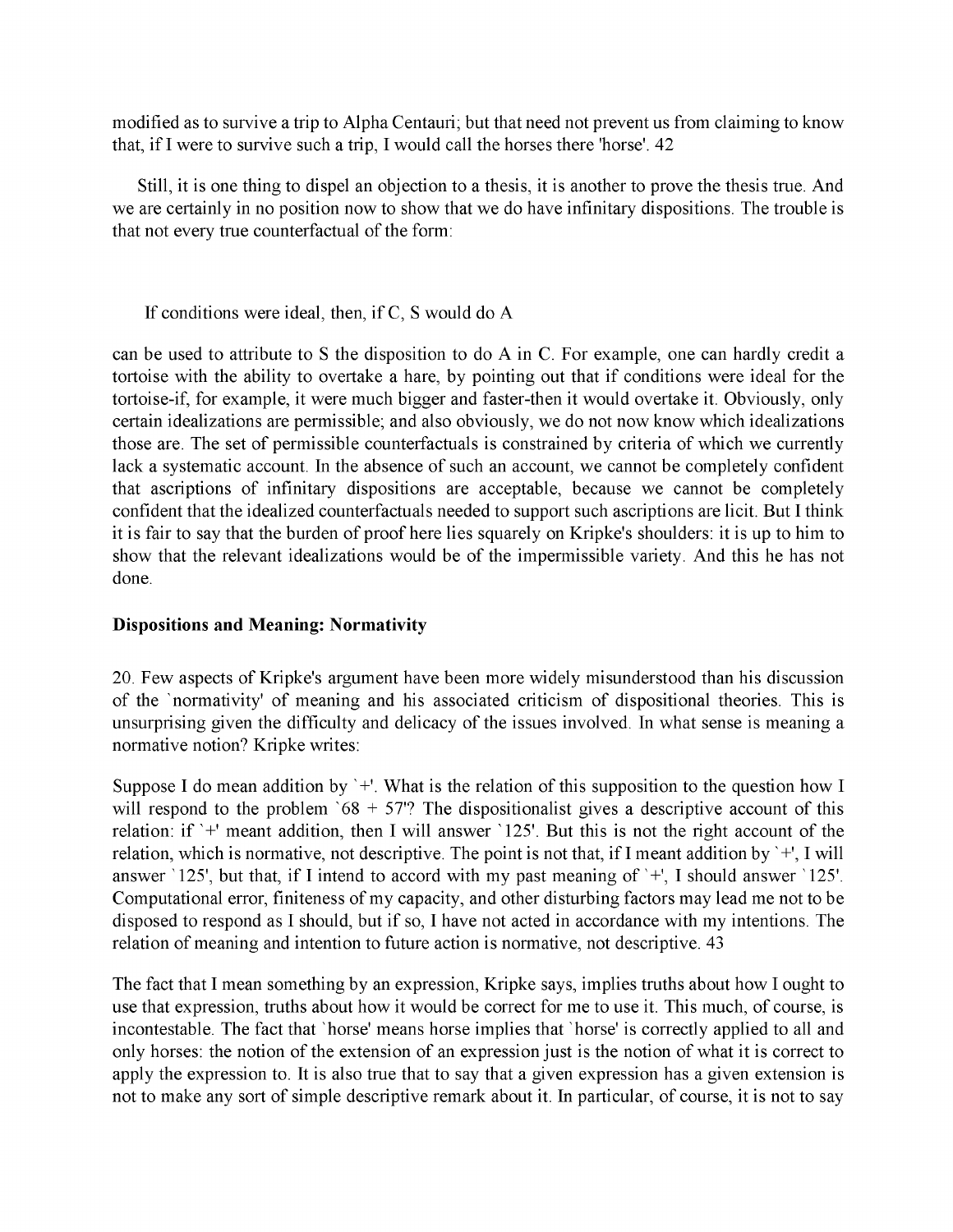modified as to survive a trip to Alpha Centauri; but that need not prevent us from claiming to know that, if I were to survive such a trip, I would call the horses there 'horse'. 42

Still, it is one thing to dispel an objection to a thesis, it is another to prove the thesis true. And we are certainly in no position now to show that we do have infinitary dispositions. The trouble is that not every true counterfactual of the form:

If conditions were ideal, then, if C, S would do A

can be used to attribute to S the disposition to do A in C. For example, one can hardly credit a tortoise with the ability to overtake a hare, by pointing out that if conditions were ideal for the tortoise-if, for example, it were much bigger and faster-then it would overtake it. Obviously, only certain idealizations are permissible; and also obviously, we do not now know which idealizations those are. The set of permissible counterfactuals is constrained by criteria of which we currently lack a systematic account. In the absence of such an account, we cannot be completely confident that ascriptions of infinitary dispositions are acceptable, because we cannot be completely confident that the idealized counterfactuals needed to support such ascriptions are licit. But I think it is fair to say that the burden of proof here lies squarely on Kripke's shoulders: it is up to him to show that the relevant idealizations would be of the impermissible variety. And this he has not done.

**Dispositions and Meaning: Normativity**

20. Few aspects of Kripke's argument have been more widely misunderstood than his discussion of the `normativity' of meaning and his associated criticism of dispositional theories. This is unsurprising given the difficulty and delicacy of the issues involved. In what sense is meaning a normative notion? Kripke writes:

Suppose I do mean addition by `+'. What is the relation of this supposition to the question how I will respond to the problem `68 + 57'? The dispositionalist gives a descriptive account of this relation: if `+' meant addition, then I will answer `125'. But this is not the right account of the relation, which is normative, not descriptive. The point is not that, if I meant addition by `+', I will answer `125', but that, if I intend to accord with my past meaning of `+', I should answer `125'. Computational error, finiteness of my capacity, and other disturbing factors may lead me not to be disposed to respond as I should, but if so, I have not acted in accordance with my intentions. The relation of meaning and intention to future action is normative, not descriptive. 43

The fact that I mean something by an expression, Kripke says, implies truths about how I ought to use that expression, truths about how it would be correct for me to use it. This much, of course, is incontestable. The fact that `horse' means horse implies that `horse' is correctly applied to all and only horses: the notion of the extension of an expression just is the notion of what it is correct to apply the expression to. It is also true that to say that a given expression has a given extension is not to make any sort of simple descriptive remark about it. In particular, of course, it is not to say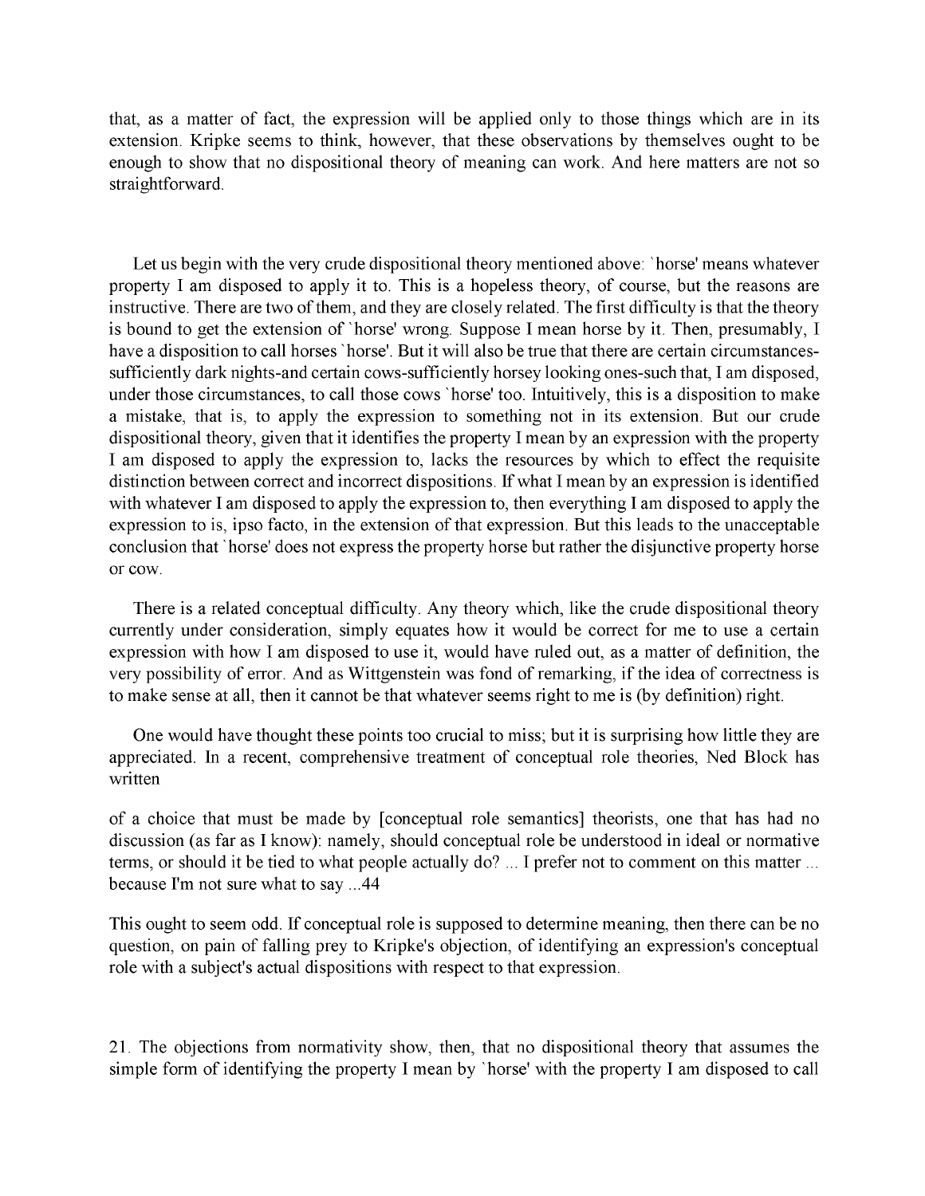that, as a matter of fact, the expression will be applied only to those things which are in its extension. Kripke seems to think, however, that these observations by themselves ought to be enough to show that no dispositional theory of meaning can work. And here matters are not so straightforward.

Let us begin with the very crude dispositional theory mentioned above: `horse' means whatever property I am disposed to apply it to. This is a hopeless theory, of course, but the reasons are instructive. There are two of them, and they are closely related. The first difficulty is that the theory is bound to get the extension of `horse' wrong. Suppose I mean horse by it. Then, presumably, I have a disposition to call horses `horse'. But it will also be true that there are certain circumstances-sufficiently dark nights-and certain cows-sufficiently horsey looking ones-such that, I am disposed, under those circumstances, to call those cows `horse' too. Intuitively, this is a disposition to make a mistake, that is, to apply the expression to something not in its extension. But our crude dispositional theory, given that it identifies the property I mean by an expression with the property I am disposed to apply the expression to, lacks the resources by which to effect the requisite distinction between correct and incorrect dispositions. If what I mean by an expression is identified with whatever I am disposed to apply the expression to, then everything I am disposed to apply the expression to is, ipso facto, in the extension of that expression. But this leads to the unacceptable conclusion that `horse' does not express the property horse but rather the disjunctive property horse or cow.

There is a related conceptual difficulty. Any theory which, like the crude dispositional theory currently under consideration, simply equates how it would be correct for me to use a certain expression with how I am disposed to use it, would have ruled out, as a matter of definition, the very possibility of error. And as Wittgenstein was fond of remarking, if the idea of correctness is to make sense at all, then it cannot be that whatever seems right to me is (by definition) right.

One would have thought these points too crucial to miss; but it is surprising how little they are appreciated. In a recent, comprehensive treatment of conceptual role theories, Ned Block has written

of a choice that must be made by [conceptual role semantics] theorists, one that has had no discussion (as far as I know): namely, should conceptual role be understood in ideal or normative terms, or should it be tied to what people actually do? ... I prefer not to comment on this matter ... because I'm not sure what to say ...44

This ought to seem odd. If conceptual role is supposed to determine meaning, then there can be no question, on pain of falling prey to Kripke's objection, of identifying an expression's conceptual role with a subject's actual dispositions with respect to that expression.

21. The objections from normativity show, then, that no dispositional theory that assumes the simple form of identifying the property I mean by `horse' with the property I am disposed to call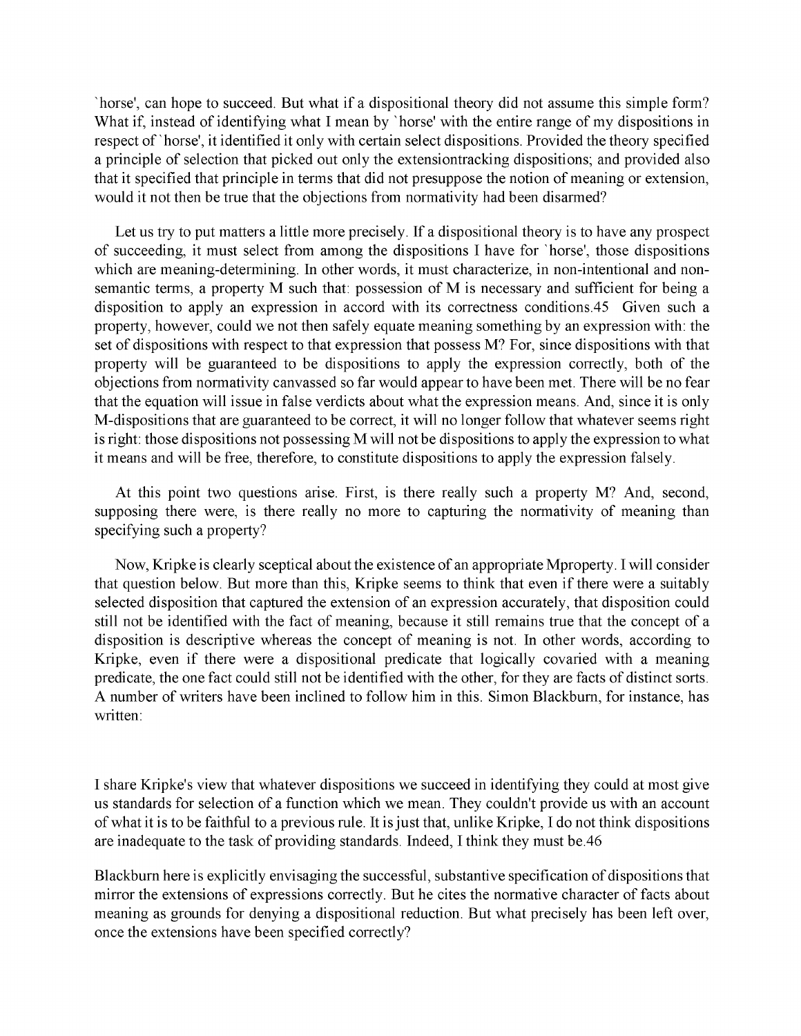`horse', can hope to succeed. But what if a dispositional theory did not assume this simple form? What if, instead of identifying what I mean by `horse' with the entire range of my dispositions in respect of `horse', it identified it only with certain select dispositions. Provided the theory specified a principle of selection that picked out only the extensiontracking dispositions; and provided also that it specified that principle in terms that did not presuppose the notion of meaning or extension, would it not then be true that the objections from normativity had been disarmed?

Let us try to put matters a little more precisely. If a dispositional theory is to have any prospect of succeeding, it must select from among the dispositions I have for `horse', those dispositions which are meaning-determining. In other words, it must characterize, in non-intentional and non-semantic terms, a property M such that: possession of M is necessary and sufficient for being a disposition to apply an expression in accord with its correctness conditions.45 Given such a property, however, could we not then safely equate meaning something by an expression with: the set of dispositions with respect to that expression that possess M? For, since dispositions with that property will be guaranteed to be dispositions to apply the expression correctly, both of the objections from normativity canvassed so far would appear to have been met. There will be no fear that the equation will issue in false verdicts about what the expression means. And, since it is only M-dispositions that are guaranteed to be correct, it will no longer follow that whatever seems right is right: those dispositions not possessing M will not be dispositions to apply the expression to what it means and will be free, therefore, to constitute dispositions to apply the expression falsely.

At this point two questions arise. First, is there really such a property M? And, second, supposing there were, is there really no more to capturing the normativity of meaning than specifying such a property?

Now, Kripke is clearly sceptical about the existence of an appropriate Mproperty. I will consider that question below. But more than this, Kripke seems to think that even if there were a suitably selected disposition that captured the extension of an expression accurately, that disposition could still not be identified with the fact of meaning, because it still remains true that the concept of a disposition is descriptive whereas the concept of meaning is not. In other words, according to Kripke, even if there were a dispositional predicate that logically covaried with a meaning predicate, the one fact could still not be identified with the other, for they are facts of distinct sorts. A number of writers have been inclined to follow him in this. Simon Blackburn, for instance, has written:

I share Kripke's view that whatever dispositions we succeed in identifying they could at most give us standards for selection of a function which we mean. They couldn't provide us with an account of what it is to be faithful to a previous rule. It is just that, unlike Kripke, I do not think dispositions are inadequate to the task of providing standards. Indeed, I think they must be.46

Blackburn here is explicitly envisaging the successful, substantive specification of dispositions that mirror the extensions of expressions correctly. But he cites the normative character of facts about meaning as grounds for denying a dispositional reduction. But what precisely has been left over, once the extensions have been specified correctly?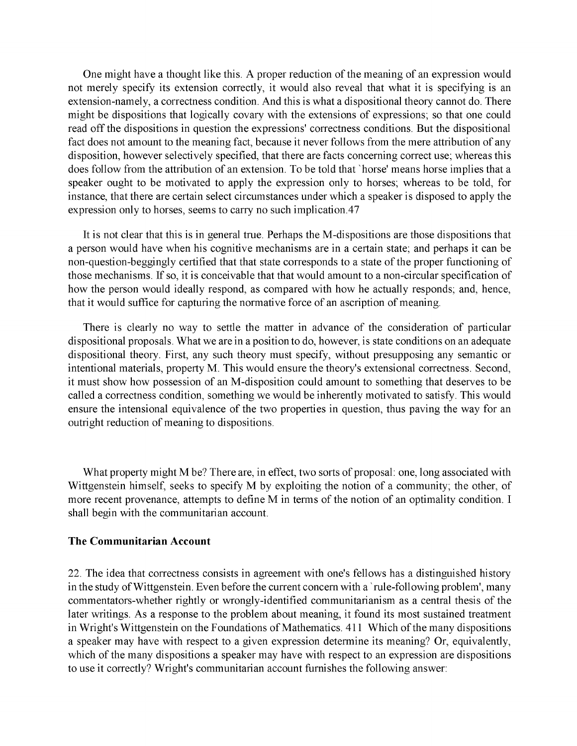One might have a thought like this. A proper reduction of the meaning of an expression would not merely specify its extension correctly, it would also reveal that what it is specifying is an extension-namely, a correctness condition. And this is what a dispositional theory cannot do. There might be dispositions that logically covary with the extensions of expressions; so that one could read off the dispositions in question the expressions' correctness conditions. But the dispositional fact does not amount to the meaning fact, because it never follows from the mere attribution of any disposition, however selectively specified, that there are facts concerning correct use; whereas this does follow from the attribution of an extension. To be told that `horse' means horse implies that a speaker ought to be motivated to apply the expression only to horses; whereas to be told, for instance, that there are certain select circumstances under which a speaker is disposed to apply the expression only to horses, seems to carry no such implication.47

It is not clear that this is in general true. Perhaps the M-dispositions are those dispositions that a person would have when his cognitive mechanisms are in a certain state; and perhaps it can be non-question-beggingly certified that that state corresponds to a state of the proper functioning of those mechanisms. If so, it is conceivable that that would amount to a non-circular specification of how the person would ideally respond, as compared with how he actually responds; and, hence, that it would suffice for capturing the normative force of an ascription of meaning.

There is clearly no way to settle the matter in advance of the consideration of particular dispositional proposals. What we are in a position to do, however, is state conditions on an adequate dispositional theory. First, any such theory must specify, without presupposing any semantic or intentional materials, property M. This would ensure the theory's extensional correctness. Second, it must show how possession of an M-disposition could amount to something that deserves to be called a correctness condition, something we would be inherently motivated to satisfy. This would ensure the intensional equivalence of the two properties in question, thus paving the way for an outright reduction of meaning to dispositions.

What property might M be? There are, in effect, two sorts of proposal: one, long associated with Wittgenstein himself, seeks to specify M by exploiting the notion of a community; the other, of more recent provenance, attempts to define M in terms of the notion of an optimality condition. I shall begin with the communitarian account.

### The Communitarian Account

22. The idea that correctness consists in agreement with one's fellows has a distinguished history in the study of Wittgenstein. Even before the current concern with a `rule-following problem', many commentators-whether rightly or wrongly-identified communitarianism as a central thesis of the later writings. As a response to the problem about meaning, it found its most sustained treatment in Wright's Wittgenstein on the Foundations of Mathematics. 411 Which of the many dispositions a speaker may have with respect to a given expression determine its meaning? Or, equivalently, which of the many dispositions a speaker may have with respect to an expression are dispositions to use it correctly? Wright's communitarian account furnishes the following answer: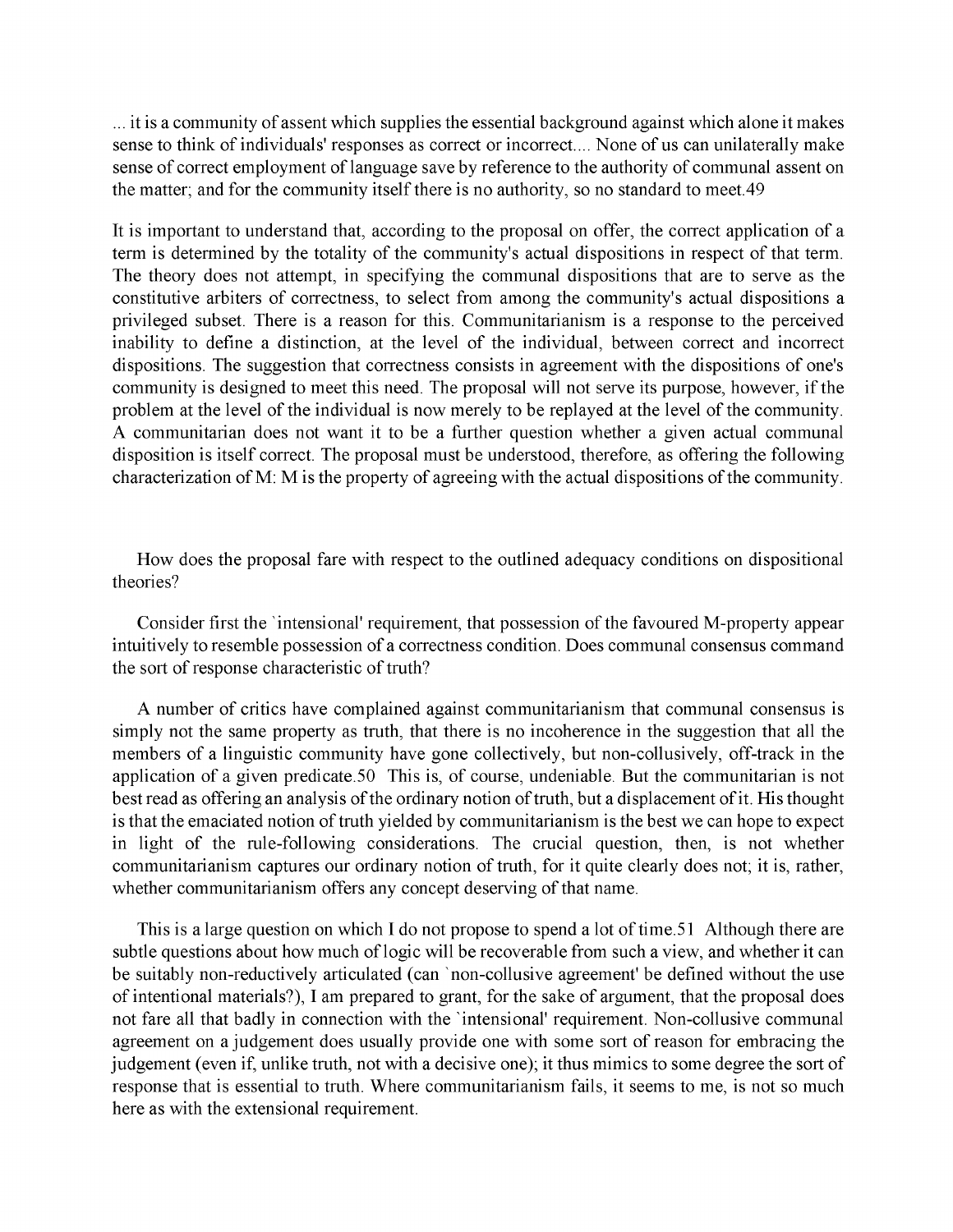... it is a community of assent which supplies the essential background against which alone it makes sense to think of individuals' responses as correct or incorrect.... None of us can unilaterally make sense of correct employment of language save by reference to the authority of communal assent on the matter; and for the community itself there is no authority, so no standard to meet.49

It is important to understand that, according to the proposal on offer, the correct application of a term is determined by the totality of the community's actual dispositions in respect of that term. The theory does not attempt, in specifying the communal dispositions that are to serve as the constitutive arbiters of correctness, to select from among the community's actual dispositions a privileged subset. There is a reason for this. Communitarianism is a response to the perceived inability to define a distinction, at the level of the individual, between correct and incorrect dispositions. The suggestion that correctness consists in agreement with the dispositions of one's community is designed to meet this need. The proposal will not serve its purpose, however, if the problem at the level of the individual is now merely to be replayed at the level of the community. A communitarian does not want it to be a further question whether a given actual communal disposition is itself correct. The proposal must be understood, therefore, as offering the following characterization of M: M is the property of agreeing with the actual dispositions of the community.

How does the proposal fare with respect to the outlined adequacy conditions on dispositional theories?

Consider first the `intensional' requirement, that possession of the favoured M-property appear intuitively to resemble possession of a correctness condition. Does communal consensus command the sort of response characteristic of truth?

A number of critics have complained against communitarianism that communal consensus is simply not the same property as truth, that there is no incoherence in the suggestion that all the members of a linguistic community have gone collectively, but non-collusively, off-track in the application of a given predicate.50 This is, of course, undeniable. But the communitarian is not best read as offering an analysis of the ordinary notion of truth, but a displacement of it. His thought is that the emaciated notion of truth yielded by communitarianism is the best we can hope to expect in light of the rule-following considerations. The crucial question, then, is not whether communitarianism captures our ordinary notion of truth, for it quite clearly does not; it is, rather, whether communitarianism offers any concept deserving of that name.

This is a large question on which I do not propose to spend a lot of time.51 Although there are subtle questions about how much of logic will be recoverable from such a view, and whether it can be suitably non-reductively articulated (can `non-collusive agreement' be defined without the use of intentional materials?), I am prepared to grant, for the sake of argument, that the proposal does not fare all that badly in connection with the `intensional' requirement. Non-collusive communal agreement on a judgement does usually provide one with some sort of reason for embracing the judgement (even if, unlike truth, not with a decisive one); it thus mimics to some degree the sort of response that is essential to truth. Where communitarianism fails, it seems to me, is not so much here as with the extensional requirement.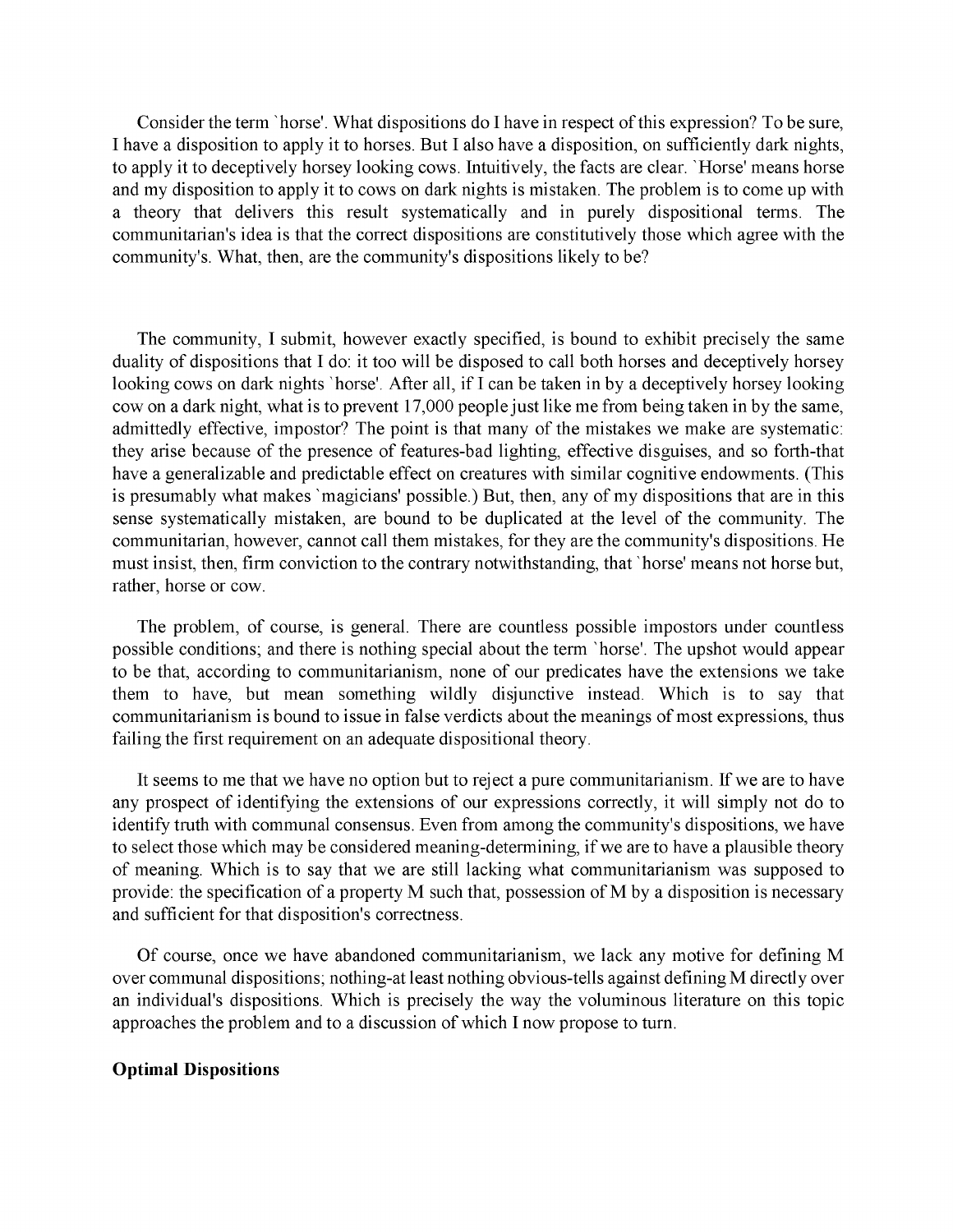Consider the term `horse'. What dispositions do I have in respect of this expression? To be sure, I have a disposition to apply it to horses. But I also have a disposition, on sufficiently dark nights, to apply it to deceptively horsey looking cows. Intuitively, the facts are clear. `Horse' means horse and my disposition to apply it to cows on dark nights is mistaken. The problem is to come up with a theory that delivers this result systematically and in purely dispositional terms. The communitarian's idea is that the correct dispositions are constitutively those which agree with the community's. What, then, are the community's dispositions likely to be?

The community, I submit, however exactly specified, is bound to exhibit precisely the same duality of dispositions that I do: it too will be disposed to call both horses and deceptively horsey looking cows on dark nights `horse'. After all, if I can be taken in by a deceptively horsey looking cow on a dark night, what is to prevent 17,000 people just like me from being taken in by the same, admittedly effective, impostor? The point is that many of the mistakes we make are systematic: they arise because of the presence of features-bad lighting, effective disguises, and so forth-that have a generalizable and predictable effect on creatures with similar cognitive endowments. (This is presumably what makes `magicians' possible.) But, then, any of my dispositions that are in this sense systematically mistaken, are bound to be duplicated at the level of the community. The communitarian, however, cannot call them mistakes, for they are the community's dispositions. He must insist, then, firm conviction to the contrary notwithstanding, that `horse' means not horse but, rather, horse or cow.

The problem, of course, is general. There are countless possible impostors under countless possible conditions; and there is nothing special about the term `horse'. The upshot would appear to be that, according to communitarianism, none of our predicates have the extensions we take them to have, but mean something wildly disjunctive instead. Which is to say that communitarianism is bound to issue in false verdicts about the meanings of most expressions, thus failing the first requirement on an adequate dispositional theory.

It seems to me that we have no option but to reject a pure communitarianism. If we are to have any prospect of identifying the extensions of our expressions correctly, it will simply not do to identify truth with communal consensus. Even from among the community's dispositions, we have to select those which may be considered meaning-determining, if we are to have a plausible theory of meaning. Which is to say that we are still lacking what communitarianism was supposed to provide: the specification of a property M such that, possession of M by a disposition is necessary and sufficient for that disposition's correctness.

Of course, once we have abandoned communitarianism, we lack any motive for defining M over communal dispositions; nothing-at least nothing obvious-tells against defining M directly over an individual's dispositions. Which is precisely the way the voluminous literature on this topic approaches the problem and to a discussion of which I now propose to turn.

**Optimal Dispositions**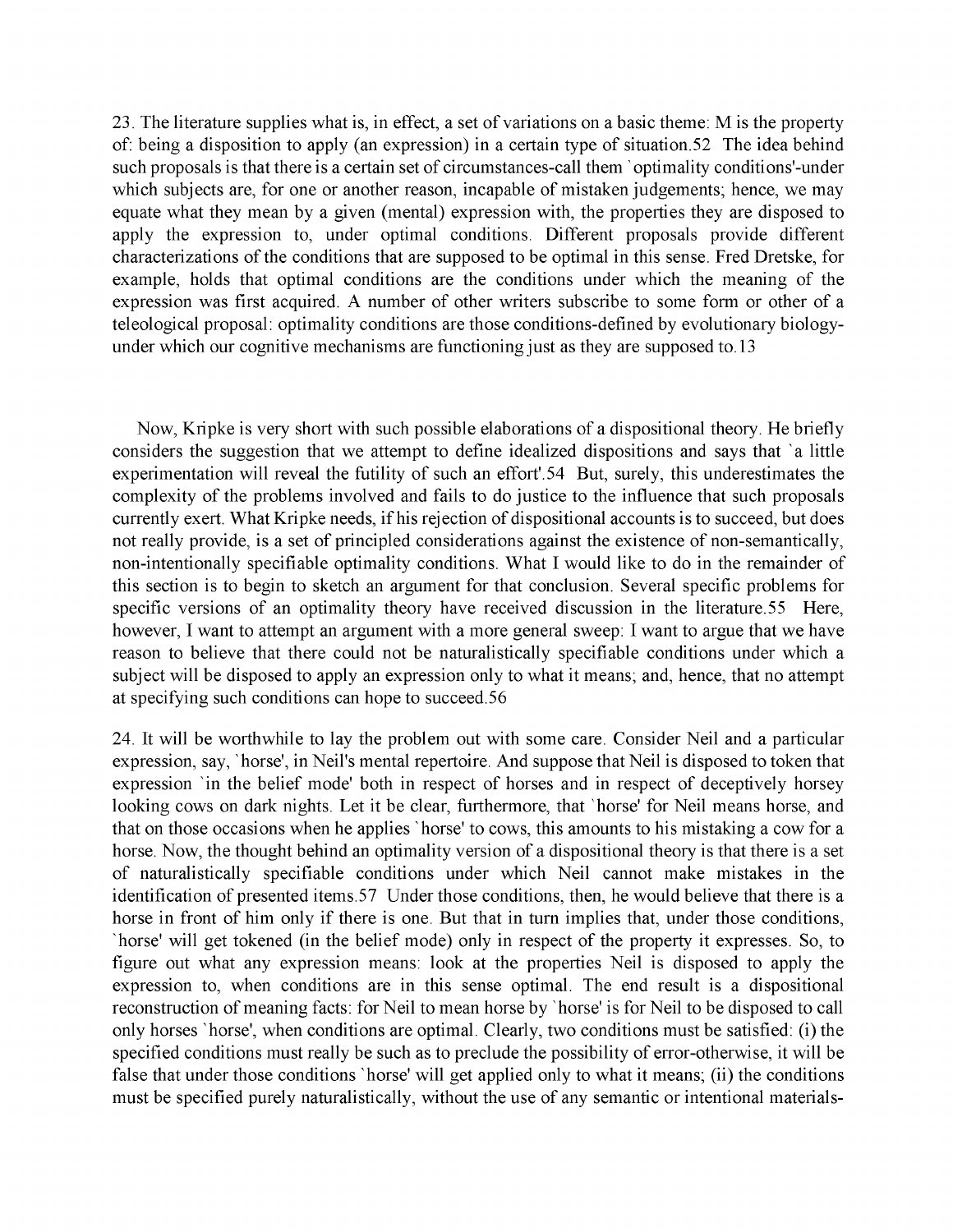23. The literature supplies what is, in effect, a set of variations on a basic theme: M is the property of: being a disposition to apply (an expression) in a certain type of situation.[52] The idea behind such proposals is that there is a certain set of circumstances-call them `optimality conditions'-under which subjects are, for one or another reason, incapable of mistaken judgements; hence, we may equate what they mean by a given (mental) expression with, the properties they are disposed to apply the expression to, under optimal conditions. Different proposals provide different characterizations of the conditions that are supposed to be optimal in this sense. Fred Dretske, for example, holds that optimal conditions are the conditions under which the meaning of the expression was first acquired. A number of other writers subscribe to some form or other of a teleological proposal: optimality conditions are those conditions-defined by evolutionary biology-under which our cognitive mechanisms are functioning just as they are supposed to.[13]

Now, Kripke is very short with such possible elaborations of a dispositional theory. He briefly considers the suggestion that we attempt to define idealized dispositions and says that `a little experimentation will reveal the futility of such an effort'.[54] But, surely, this underestimates the complexity of the problems involved and fails to do justice to the influence that such proposals currently exert. What Kripke needs, if his rejection of dispositional accounts is to succeed, but does not really provide, is a set of principled considerations against the existence of non-semantically, non-intentionally specifiable optimality conditions. What I would like to do in the remainder of this section is to begin to sketch an argument for that conclusion. Several specific problems for specific versions of an optimality theory have received discussion in the literature.[55] Here, however, I want to attempt an argument with a more general sweep: I want to argue that we have reason to believe that there could not be naturalistically specifiable conditions under which a subject will be disposed to apply an expression only to what it means; and, hence, that no attempt at specifying such conditions can hope to succeed.[56]

24. It will be worthwhile to lay the problem out with some care. Consider Neil and a particular expression, say, `horse', in Neil's mental repertoire. And suppose that Neil is disposed to token that expression `in the belief mode' both in respect of horses and in respect of deceptively horsey looking cows on dark nights. Let it be clear, furthermore, that `horse' for Neil means horse, and that on those occasions when he applies `horse' to cows, this amounts to his mistaking a cow for a horse. Now, the thought behind an optimality version of a dispositional theory is that there is a set of naturalistically specifiable conditions under which Neil cannot make mistakes in the identification of presented items.[57] Under those conditions, then, he would believe that there is a horse in front of him only if there is one. But that in turn implies that, under those conditions, `horse' will get tokened (in the belief mode) only in respect of the property it expresses. So, to figure out what any expression means: look at the properties Neil is disposed to apply the expression to, when conditions are in this sense optimal. The end result is a dispositional reconstruction of meaning facts: for Neil to mean horse by `horse' is for Neil to be disposed to call only horses `horse', when conditions are optimal. Clearly, two conditions must be satisfied: (i) the specified conditions must really be such as to preclude the possibility of error-otherwise, it will be false that under those conditions `horse' will get applied only to what it means; (ii) the conditions must be specified purely naturalistically, without the use of any semantic or intentional materials-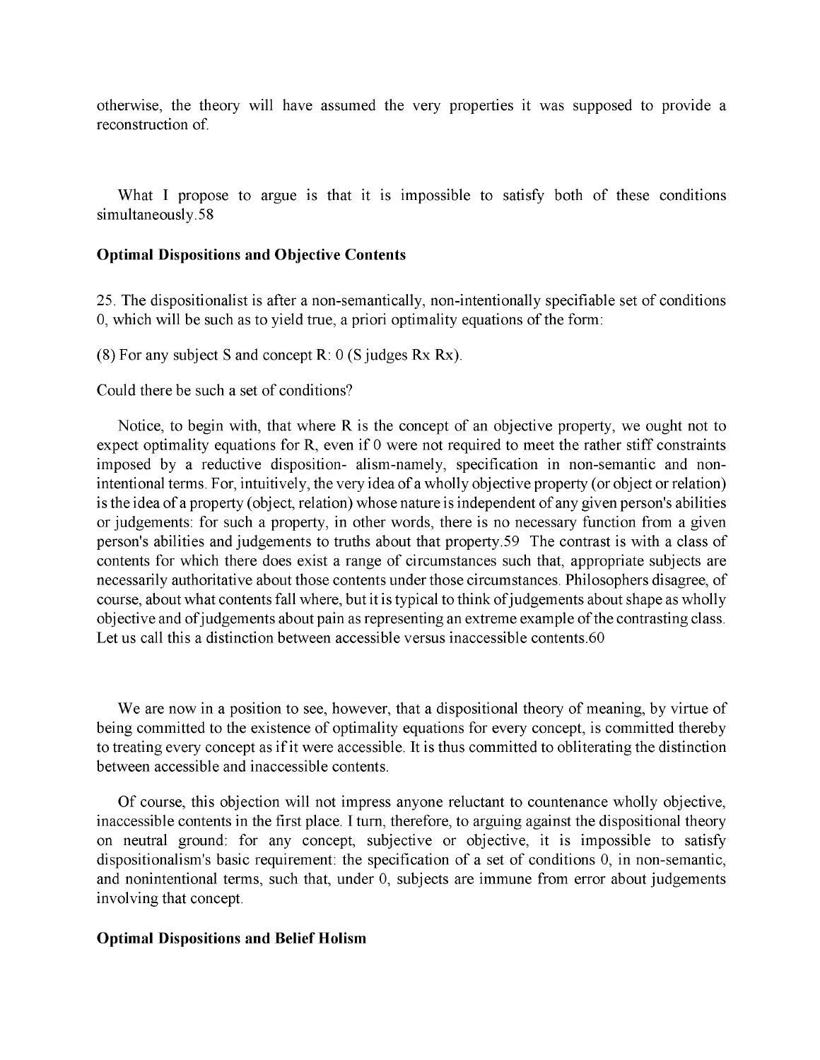otherwise, the theory will have assumed the very properties it was supposed to provide a reconstruction of.

What I propose to argue is that it is impossible to satisfy both of these conditions simultaneously.58

**Optimal Dispositions and Objective Contents**

25. The dispositionalist is after a non-semantically, non-intentionally specifiable set of conditions 0, which will be such as to yield true, a priori optimality equations of the form:

(8) For any subject S and concept R: 0 (S judges Rx Rx).

Could there be such a set of conditions?

Notice, to begin with, that where R is the concept of an objective property, we ought not to expect optimality equations for R, even if 0 were not required to meet the rather stiff constraints imposed by a reductive disposition- alism-namely, specification in non-semantic and non-intentional terms. For, intuitively, the very idea of a wholly objective property (or object or relation) is the idea of a property (object, relation) whose nature is independent of any given person's abilities or judgements: for such a property, in other words, there is no necessary function from a given person's abilities and judgements to truths about that property.59 The contrast is with a class of contents for which there does exist a range of circumstances such that, appropriate subjects are necessarily authoritative about those contents under those circumstances. Philosophers disagree, of course, about what contents fall where, but it is typical to think of judgements about shape as wholly objective and of judgements about pain as representing an extreme example of the contrasting class. Let us call this a distinction between accessible versus inaccessible contents.60

We are now in a position to see, however, that a dispositional theory of meaning, by virtue of being committed to the existence of optimality equations for every concept, is committed thereby to treating every concept as if it were accessible. It is thus committed to obliterating the distinction between accessible and inaccessible contents.

Of course, this objection will not impress anyone reluctant to countenance wholly objective, inaccessible contents in the first place. I turn, therefore, to arguing against the dispositional theory on neutral ground: for any concept, subjective or objective, it is impossible to satisfy dispositionalism's basic requirement: the specification of a set of conditions 0, in non-semantic, and nonintentional terms, such that, under 0, subjects are immune from error about judgements involving that concept.

**Optimal Dispositions and Belief Holism**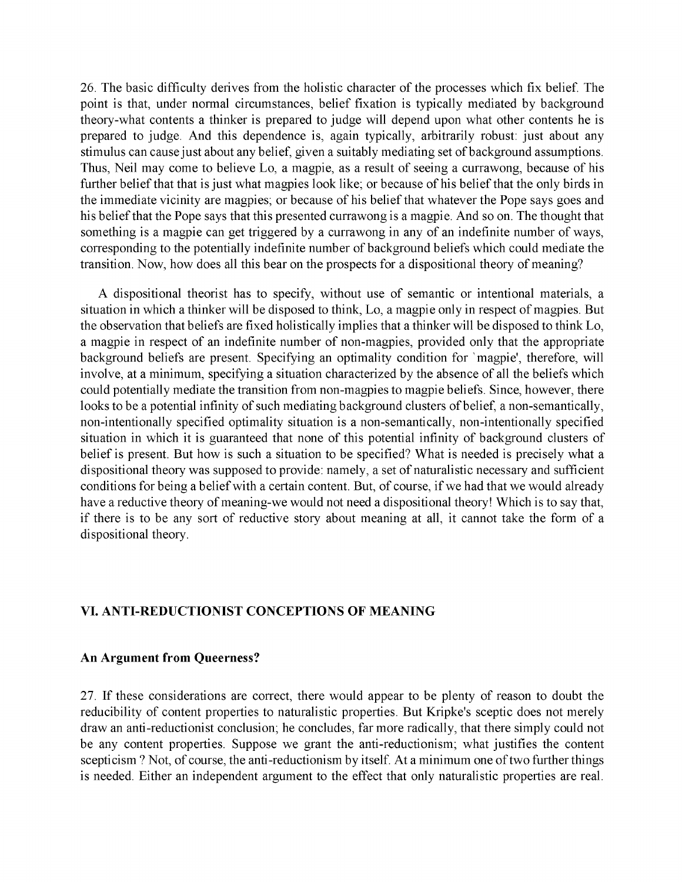26. The basic difficulty derives from the holistic character of the processes which fix belief. The point is that, under normal circumstances, belief fixation is typically mediated by background theory-what contents a thinker is prepared to judge will depend upon what other contents he is prepared to judge. And this dependence is, again typically, arbitrarily robust: just about any stimulus can cause just about any belief, given a suitably mediating set of background assumptions. Thus, Neil may come to believe Lo, a magpie, as a result of seeing a currawong, because of his further belief that that is just what magpies look like; or because of his belief that the only birds in the immediate vicinity are magpies; or because of his belief that whatever the Pope says goes and his belief that the Pope says that this presented currawong is a magpie. And so on. The thought that something is a magpie can get triggered by a currawong in any of an indefinite number of ways, corresponding to the potentially indefinite number of background beliefs which could mediate the transition. Now, how does all this bear on the prospects for a dispositional theory of meaning?

A dispositional theorist has to specify, without use of semantic or intentional materials, a situation in which a thinker will be disposed to think, Lo, a magpie only in respect of magpies. But the observation that beliefs are fixed holistically implies that a thinker will be disposed to think Lo, a magpie in respect of an indefinite number of non-magpies, provided only that the appropriate background beliefs are present. Specifying an optimality condition for `magpie', therefore, will involve, at a minimum, specifying a situation characterized by the absence of all the beliefs which could potentially mediate the transition from non-magpies to magpie beliefs. Since, however, there looks to be a potential infinity of such mediating background clusters of belief, a non-semantically, non-intentionally specified optimality situation is a non-semantically, non-intentionally specified situation in which it is guaranteed that none of this potential infinity of background clusters of belief is present. But how is such a situation to be specified? What is needed is precisely what a dispositional theory was supposed to provide: namely, a set of naturalistic necessary and sufficient conditions for being a belief with a certain content. But, of course, if we had that we would already have a reductive theory of meaning-we would not need a dispositional theory! Which is to say that, if there is to be any sort of reductive story about meaning at all, it cannot take the form of a dispositional theory.

## VI. ANTI-REDUCTIONIST CONCEPTIONS OF MEANING

### An Argument from Queerness?

27. If these considerations are correct, there would appear to be plenty of reason to doubt the reducibility of content properties to naturalistic properties. But Kripke's sceptic does not merely draw an anti-reductionist conclusion; he concludes, far more radically, that there simply could not be any content properties. Suppose we grant the anti-reductionism; what justifies the content scepticism ? Not, of course, the anti-reductionism by itself. At a minimum one of two further things is needed. Either an independent argument to the effect that only naturalistic properties are real.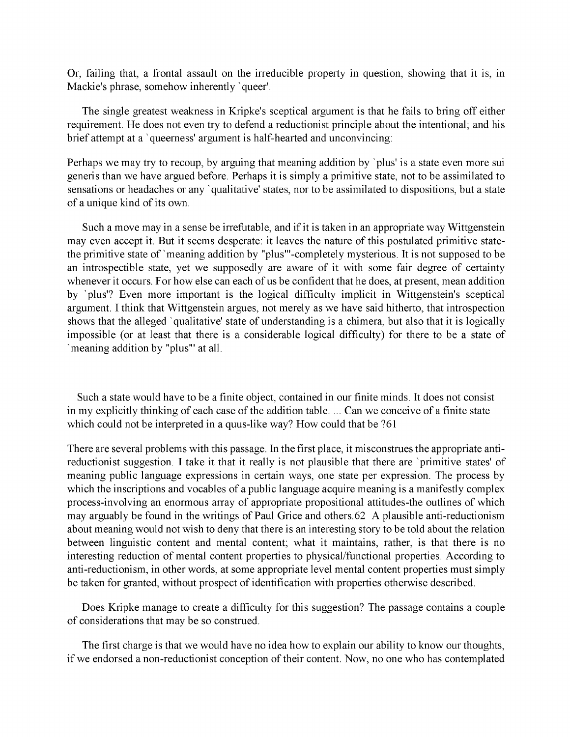Or, failing that, a frontal assault on the irreducible property in question, showing that it is, in Mackie's phrase, somehow inherently `queer'.

The single greatest weakness in Kripke's sceptical argument is that he fails to bring off either requirement. He does not even try to defend a reductionist principle about the intentional; and his brief attempt at a `queerness' argument is half-hearted and unconvincing:

Perhaps we may try to recoup, by arguing that meaning addition by `plus' is a state even more sui generis than we have argued before. Perhaps it is simply a primitive state, not to be assimilated to sensations or headaches or any `qualitative' states, nor to be assimilated to dispositions, but a state of a unique kind of its own.

Such a move may in a sense be irrefutable, and if it is taken in an appropriate way Wittgenstein may even accept it. But it seems desperate: it leaves the nature of this postulated primitive state-the primitive state of `meaning addition by "plus"'-completely mysterious. It is not supposed to be an introspectible state, yet we supposedly are aware of it with some fair degree of certainty whenever it occurs. For how else can each of us be confident that he does, at present, mean addition by `plus'? Even more important is the logical difficulty implicit in Wittgenstein's sceptical argument. I think that Wittgenstein argues, not merely as we have said hitherto, that introspection shows that the alleged `qualitative' state of understanding is a chimera, but also that it is logically impossible (or at least that there is a considerable logical difficulty) for there to be a state of `meaning addition by "plus"' at all.

Such a state would have to be a finite object, contained in our finite minds. It does not consist in my explicitly thinking of each case of the addition table. ... Can we conceive of a finite state which could not be interpreted in a quus-like way? How could that be ?61

There are several problems with this passage. In the first place, it misconstrues the appropriate anti-reductionist suggestion. I take it that it really is not plausible that there are `primitive states' of meaning public language expressions in certain ways, one state per expression. The process by which the inscriptions and vocables of a public language acquire meaning is a manifestly complex process-involving an enormous array of appropriate propositional attitudes-the outlines of which may arguably be found in the writings of Paul Grice and others.62 A plausible anti-reductionism about meaning would not wish to deny that there is an interesting story to be told about the relation between linguistic content and mental content; what it maintains, rather, is that there is no interesting reduction of mental content properties to physical/functional properties. According to anti-reductionism, in other words, at some appropriate level mental content properties must simply be taken for granted, without prospect of identification with properties otherwise described.

Does Kripke manage to create a difficulty for this suggestion? The passage contains a couple of considerations that may be so construed.

The first charge is that we would have no idea how to explain our ability to know our thoughts, if we endorsed a non-reductionist conception of their content. Now, no one who has contemplated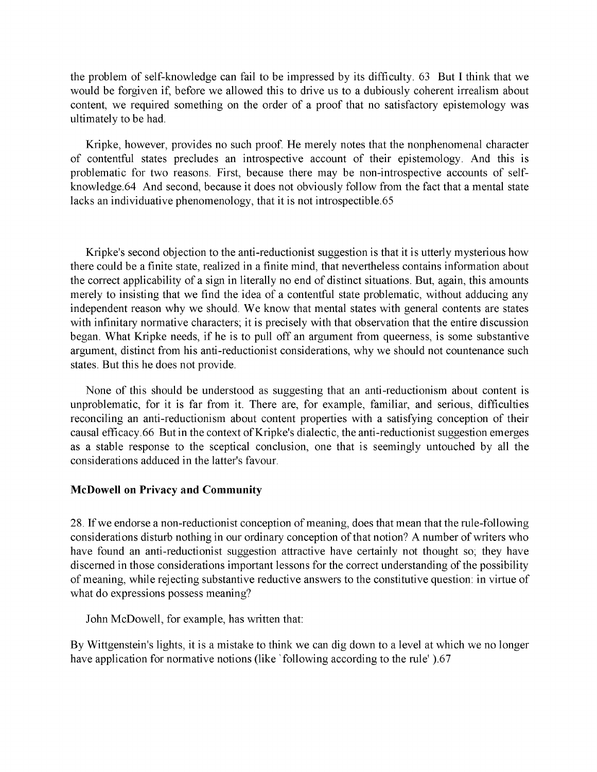the problem of self-knowledge can fail to be impressed by its difficulty. 63 But I think that we would be forgiven if, before we allowed this to drive us to a dubiously coherent irrealism about content, we required something on the order of a proof that no satisfactory epistemology was ultimately to be had.

Kripke, however, provides no such proof. He merely notes that the nonphenomenal character of contentful states precludes an introspective account of their epistemology. And this is problematic for two reasons. First, because there may be non-introspective accounts of self-knowledge.64 And second, because it does not obviously follow from the fact that a mental state lacks an individuative phenomenology, that it is not introspectible.65

Kripke's second objection to the anti-reductionist suggestion is that it is utterly mysterious how there could be a finite state, realized in a finite mind, that nevertheless contains information about the correct applicability of a sign in literally no end of distinct situations. But, again, this amounts merely to insisting that we find the idea of a contentful state problematic, without adducing any independent reason why we should. We know that mental states with general contents are states with infinitary normative characters; it is precisely with that observation that the entire discussion began. What Kripke needs, if he is to pull off an argument from queerness, is some substantive argument, distinct from his anti-reductionist considerations, why we should not countenance such states. But this he does not provide.

None of this should be understood as suggesting that an anti-reductionism about content is unproblematic, for it is far from it. There are, for example, familiar, and serious, difficulties reconciling an anti-reductionism about content properties with a satisfying conception of their causal efficacy.66 But in the context of Kripke's dialectic, the anti-reductionist suggestion emerges as a stable response to the sceptical conclusion, one that is seemingly untouched by all the considerations adduced in the latter's favour.

**McDowell on Privacy and Community**

28. If we endorse a non-reductionist conception of meaning, does that mean that the rule-following considerations disturb nothing in our ordinary conception of that notion? A number of writers who have found an anti-reductionist suggestion attractive have certainly not thought so; they have discerned in those considerations important lessons for the correct understanding of the possibility of meaning, while rejecting substantive reductive answers to the constitutive question: in virtue of what do expressions possess meaning?

John McDowell, for example, has written that:

By Wittgenstein's lights, it is a mistake to think we can dig down to a level at which we no longer have application for normative notions (like `following according to the rule' ).67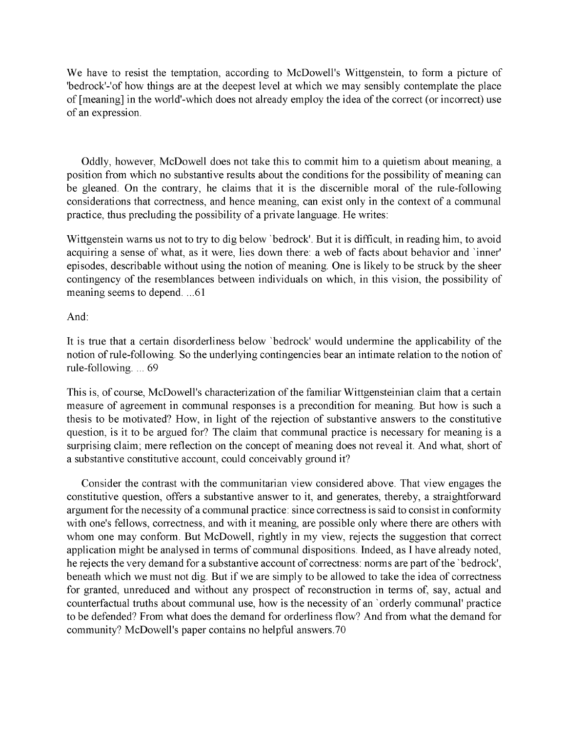We have to resist the temptation, according to McDowell's Wittgenstein, to form a picture of 'bedrock'-'of how things are at the deepest level at which we may sensibly contemplate the place of [meaning] in the world'-which does not already employ the idea of the correct (or incorrect) use of an expression.

Oddly, however, McDowell does not take this to commit him to a quietism about meaning, a position from which no substantive results about the conditions for the possibility of meaning can be gleaned. On the contrary, he claims that it is the discernible moral of the rule-following considerations that correctness, and hence meaning, can exist only in the context of a communal practice, thus precluding the possibility of a private language. He writes:

Wittgenstein warns us not to try to dig below `bedrock'. But it is difficult, in reading him, to avoid acquiring a sense of what, as it were, lies down there: a web of facts about behavior and `inner' episodes, describable without using the notion of meaning. One is likely to be struck by the sheer contingency of the resemblances between individuals on which, in this vision, the possibility of meaning seems to depend. ...61

And:

It is true that a certain disorderliness below `bedrock' would undermine the applicability of the notion of rule-following. So the underlying contingencies bear an intimate relation to the notion of rule-following. ... 69

This is, of course, McDowell's characterization of the familiar Wittgensteinian claim that a certain measure of agreement in communal responses is a precondition for meaning. But how is such a thesis to be motivated? How, in light of the rejection of substantive answers to the constitutive question, is it to be argued for? The claim that communal practice is necessary for meaning is a surprising claim; mere reflection on the concept of meaning does not reveal it. And what, short of a substantive constitutive account, could conceivably ground it?

Consider the contrast with the communitarian view considered above. That view engages the constitutive question, offers a substantive answer to it, and generates, thereby, a straightforward argument for the necessity of a communal practice: since correctness is said to consist in conformity with one's fellows, correctness, and with it meaning, are possible only where there are others with whom one may conform. But McDowell, rightly in my view, rejects the suggestion that correct application might be analysed in terms of communal dispositions. Indeed, as I have already noted, he rejects the very demand for a substantive account of correctness: norms are part of the `bedrock', beneath which we must not dig. But if we are simply to be allowed to take the idea of correctness for granted, unreduced and without any prospect of reconstruction in terms of, say, actual and counterfactual truths about communal use, how is the necessity of an `orderly communal' practice to be defended? From what does the demand for orderliness flow? And from what the demand for community? McDowell's paper contains no helpful answers.70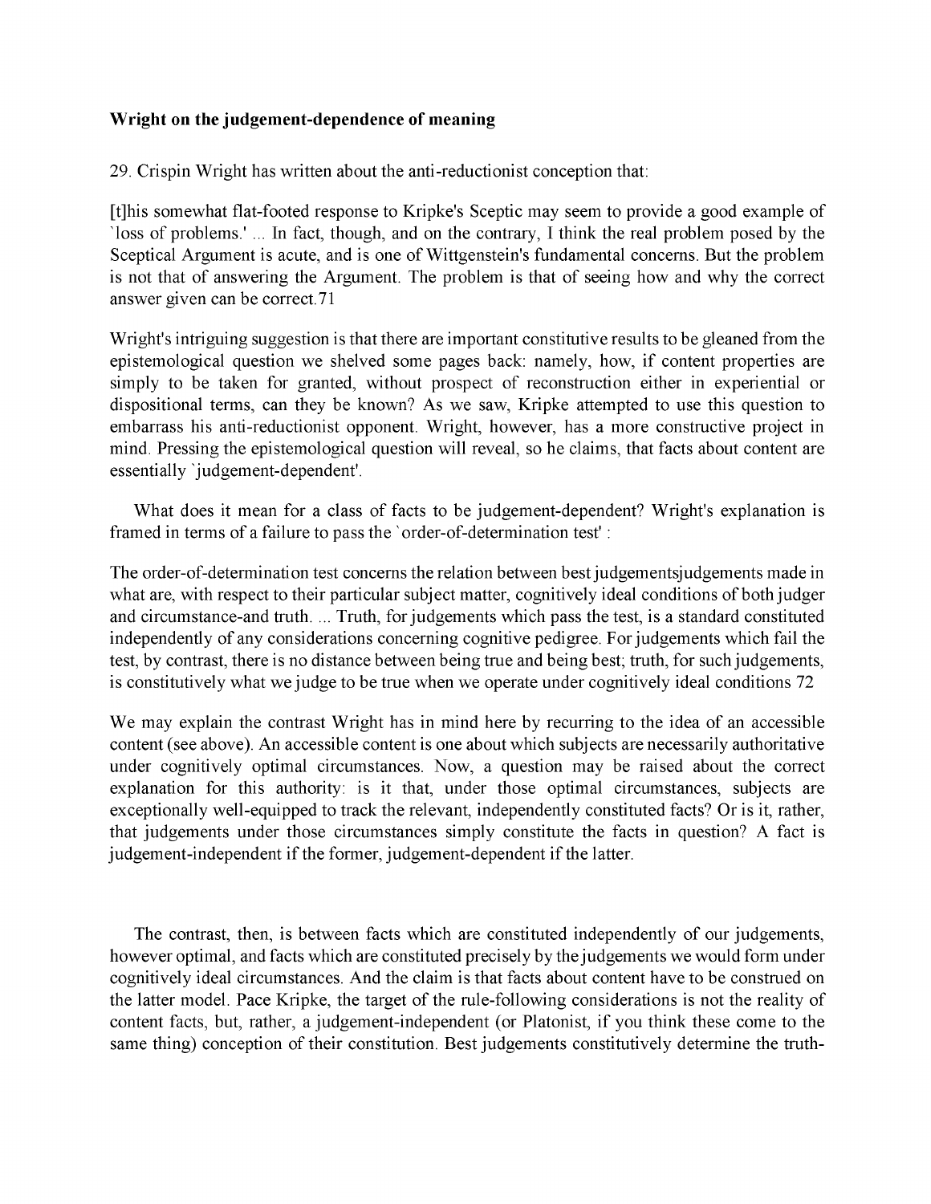**Wright on the judgement-dependence of meaning**

29. Crispin Wright has written about the anti-reductionist conception that:

[t]his somewhat flat-footed response to Kripke's Sceptic may seem to provide a good example of `loss of problems.' ... In fact, though, and on the contrary, I think the real problem posed by the Sceptical Argument is acute, and is one of Wittgenstein's fundamental concerns. But the problem is not that of answering the Argument. The problem is that of seeing how and why the correct answer given can be correct.71

Wright's intriguing suggestion is that there are important constitutive results to be gleaned from the epistemological question we shelved some pages back: namely, how, if content properties are simply to be taken for granted, without prospect of reconstruction either in experiential or dispositional terms, can they be known? As we saw, Kripke attempted to use this question to embarrass his anti-reductionist opponent. Wright, however, has a more constructive project in mind. Pressing the epistemological question will reveal, so he claims, that facts about content are essentially `judgement-dependent'.

What does it mean for a class of facts to be judgement-dependent? Wright's explanation is framed in terms of a failure to pass the `order-of-determination test' :

The order-of-determination test concerns the relation between best judgementsjudgements made in what are, with respect to their particular subject matter, cognitively ideal conditions of both judger and circumstance-and truth. ... Truth, for judgements which pass the test, is a standard constituted independently of any considerations concerning cognitive pedigree. For judgements which fail the test, by contrast, there is no distance between being true and being best; truth, for such judgements, is constitutively what we judge to be true when we operate under cognitively ideal conditions 72

We may explain the contrast Wright has in mind here by recurring to the idea of an accessible content (see above). An accessible content is one about which subjects are necessarily authoritative under cognitively optimal circumstances. Now, a question may be raised about the correct explanation for this authority: is it that, under those optimal circumstances, subjects are exceptionally well-equipped to track the relevant, independently constituted facts? Or is it, rather, that judgements under those circumstances simply constitute the facts in question? A fact is judgement-independent if the former, judgement-dependent if the latter.

The contrast, then, is between facts which are constituted independently of our judgements, however optimal, and facts which are constituted precisely by the judgements we would form under cognitively ideal circumstances. And the claim is that facts about content have to be construed on the latter model. Pace Kripke, the target of the rule-following considerations is not the reality of content facts, but, rather, a judgement-independent (or Platonist, if you think these come to the same thing) conception of their constitution. Best judgements constitutively determine the truth-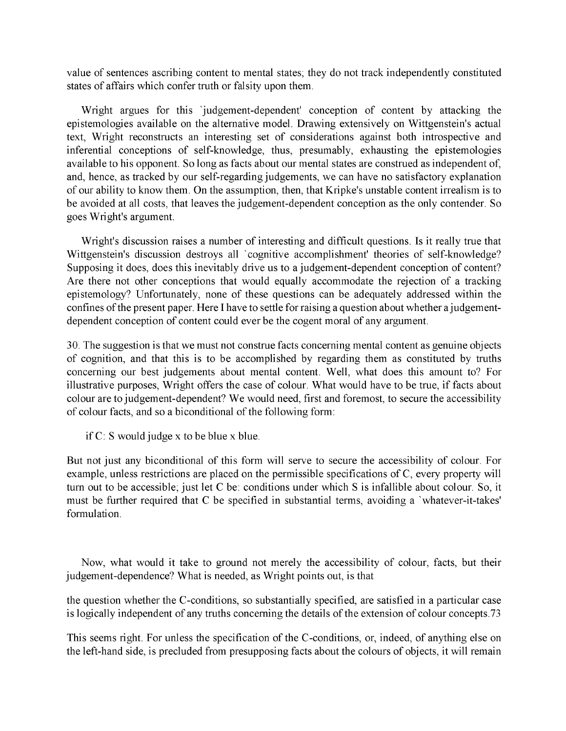value of sentences ascribing content to mental states; they do not track independently constituted states of affairs which confer truth or falsity upon them.

Wright argues for this `judgement-dependent' conception of content by attacking the epistemologies available on the alternative model. Drawing extensively on Wittgenstein's actual text, Wright reconstructs an interesting set of considerations against both introspective and inferential conceptions of self-knowledge, thus, presumably, exhausting the epistemologies available to his opponent. So long as facts about our mental states are construed as independent of, and, hence, as tracked by our self-regarding judgements, we can have no satisfactory explanation of our ability to know them. On the assumption, then, that Kripke's unstable content irrealism is to be avoided at all costs, that leaves the judgement-dependent conception as the only contender. So goes Wright's argument.

Wright's discussion raises a number of interesting and difficult questions. Is it really true that Wittgenstein's discussion destroys all `cognitive accomplishment' theories of self-knowledge? Supposing it does, does this inevitably drive us to a judgement-dependent conception of content? Are there not other conceptions that would equally accommodate the rejection of a tracking epistemology? Unfortunately, none of these questions can be adequately addressed within the confines of the present paper. Here I have to settle for raising a question about whether a judgement-dependent conception of content could ever be the cogent moral of any argument.

30. The suggestion is that we must not construe facts concerning mental content as genuine objects of cognition, and that this is to be accomplished by regarding them as constituted by truths concerning our best judgements about mental content. Well, what does this amount to? For illustrative purposes, Wright offers the case of colour. What would have to be true, if facts about colour are to judgement-dependent? We would need, first and foremost, to secure the accessibility of colour facts, and so a biconditional of the following form:

if C: S would judge x to be blue x blue.

But not just any biconditional of this form will serve to secure the accessibility of colour. For example, unless restrictions are placed on the permissible specifications of C, every property will turn out to be accessible; just let C be: conditions under which S is infallible about colour. So, it must be further required that C be specified in substantial terms, avoiding a `whatever-it-takes' formulation.

Now, what would it take to ground not merely the accessibility of colour, facts, but their judgement-dependence? What is needed, as Wright points out, is that

the question whether the C-conditions, so substantially specified, are satisfied in a particular case is logically independent of any truths concerning the details of the extension of colour concepts.73

This seems right. For unless the specification of the C-conditions, or, indeed, of anything else on the left-hand side, is precluded from presupposing facts about the colours of objects, it will remain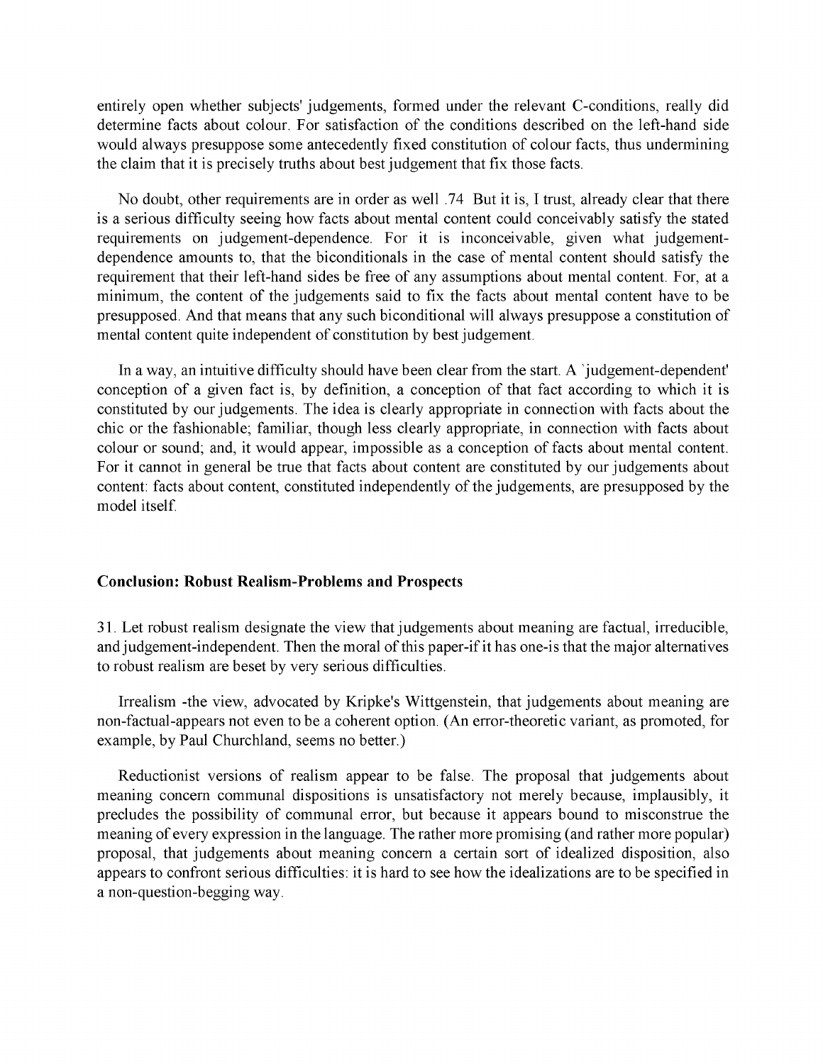entirely open whether subjects' judgements, formed under the relevant C-conditions, really did determine facts about colour. For satisfaction of the conditions described on the left-hand side would always presuppose some antecedently fixed constitution of colour facts, thus undermining the claim that it is precisely truths about best judgement that fix those facts.

No doubt, other requirements are in order as well .74 But it is, I trust, already clear that there is a serious difficulty seeing how facts about mental content could conceivably satisfy the stated requirements on judgement-dependence. For it is inconceivable, given what judgement-dependence amounts to, that the biconditionals in the case of mental content should satisfy the requirement that their left-hand sides be free of any assumptions about mental content. For, at a minimum, the content of the judgements said to fix the facts about mental content have to be presupposed. And that means that any such biconditional will always presuppose a constitution of mental content quite independent of constitution by best judgement.

In a way, an intuitive difficulty should have been clear from the start. A `judgement-dependent' conception of a given fact is, by definition, a conception of that fact according to which it is constituted by our judgements. The idea is clearly appropriate in connection with facts about the chic or the fashionable; familiar, though less clearly appropriate, in connection with facts about colour or sound; and, it would appear, impossible as a conception of facts about mental content. For it cannot in general be true that facts about content are constituted by our judgements about content: facts about content, constituted independently of the judgements, are presupposed by the model itself.

### Conclusion: Robust Realism-Problems and Prospects

31. Let robust realism designate the view that judgements about meaning are factual, irreducible, and judgement-independent. Then the moral of this paper-if it has one-is that the major alternatives to robust realism are beset by very serious difficulties.

Irrealism -the view, advocated by Kripke's Wittgenstein, that judgements about meaning are non-factual-appears not even to be a coherent option. (An error-theoretic variant, as promoted, for example, by Paul Churchland, seems no better.)

Reductionist versions of realism appear to be false. The proposal that judgements about meaning concern communal dispositions is unsatisfactory not merely because, implausibly, it precludes the possibility of communal error, but because it appears bound to misconstrue the meaning of every expression in the language. The rather more promising (and rather more popular) proposal, that judgements about meaning concern a certain sort of idealized disposition, also appears to confront serious difficulties: it is hard to see how the idealizations are to be specified in a non-question-begging way.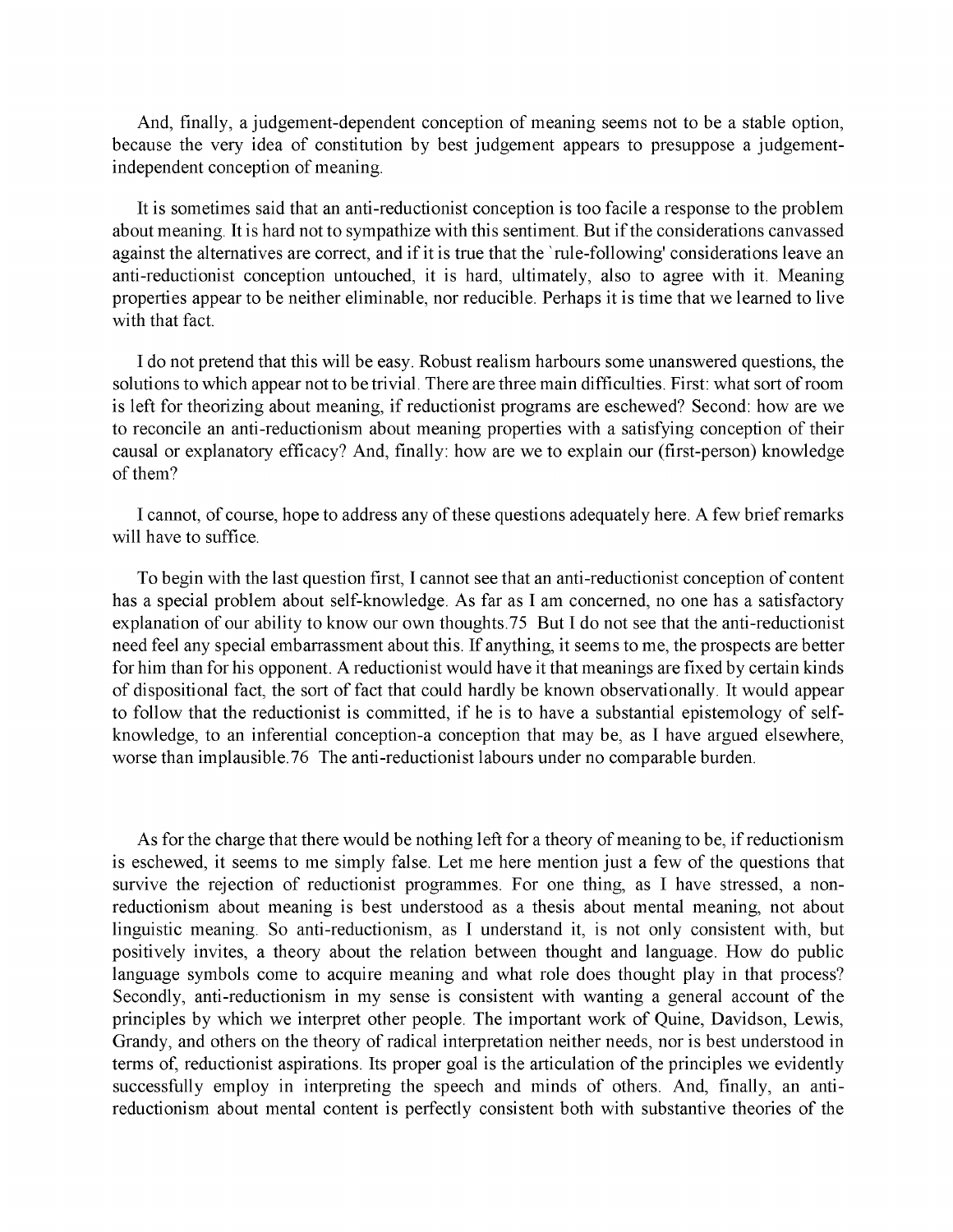And, finally, a judgement-dependent conception of meaning seems not to be a stable option, because the very idea of constitution by best judgement appears to presuppose a judgement-independent conception of meaning.

It is sometimes said that an anti-reductionist conception is too facile a response to the problem about meaning. It is hard not to sympathize with this sentiment. But if the considerations canvassed against the alternatives are correct, and if it is true that the `rule-following' considerations leave an anti-reductionist conception untouched, it is hard, ultimately, also to agree with it. Meaning properties appear to be neither eliminable, nor reducible. Perhaps it is time that we learned to live with that fact.

I do not pretend that this will be easy. Robust realism harbours some unanswered questions, the solutions to which appear not to be trivial. There are three main difficulties. First: what sort of room is left for theorizing about meaning, if reductionist programs are eschewed? Second: how are we to reconcile an anti-reductionism about meaning properties with a satisfying conception of their causal or explanatory efficacy? And, finally: how are we to explain our (first-person) knowledge of them?

I cannot, of course, hope to address any of these questions adequately here. A few brief remarks will have to suffice.

To begin with the last question first, I cannot see that an anti-reductionist conception of content has a special problem about self-knowledge. As far as I am concerned, no one has a satisfactory explanation of our ability to know our own thoughts.75 But I do not see that the anti-reductionist need feel any special embarrassment about this. If anything, it seems to me, the prospects are better for him than for his opponent. A reductionist would have it that meanings are fixed by certain kinds of dispositional fact, the sort of fact that could hardly be known observationally. It would appear to follow that the reductionist is committed, if he is to have a substantial epistemology of self-knowledge, to an inferential conception-a conception that may be, as I have argued elsewhere, worse than implausible.76 The anti-reductionist labours under no comparable burden.

As for the charge that there would be nothing left for a theory of meaning to be, if reductionism is eschewed, it seems to me simply false. Let me here mention just a few of the questions that survive the rejection of reductionist programmes. For one thing, as I have stressed, a non-reductionism about meaning is best understood as a thesis about mental meaning, not about linguistic meaning. So anti-reductionism, as I understand it, is not only consistent with, but positively invites, a theory about the relation between thought and language. How do public language symbols come to acquire meaning and what role does thought play in that process? Secondly, anti-reductionism in my sense is consistent with wanting a general account of the principles by which we interpret other people. The important work of Quine, Davidson, Lewis, Grandy, and others on the theory of radical interpretation neither needs, nor is best understood in terms of, reductionist aspirations. Its proper goal is the articulation of the principles we evidently successfully employ in interpreting the speech and minds of others. And, finally, an anti-reductionism about mental content is perfectly consistent both with substantive theories of the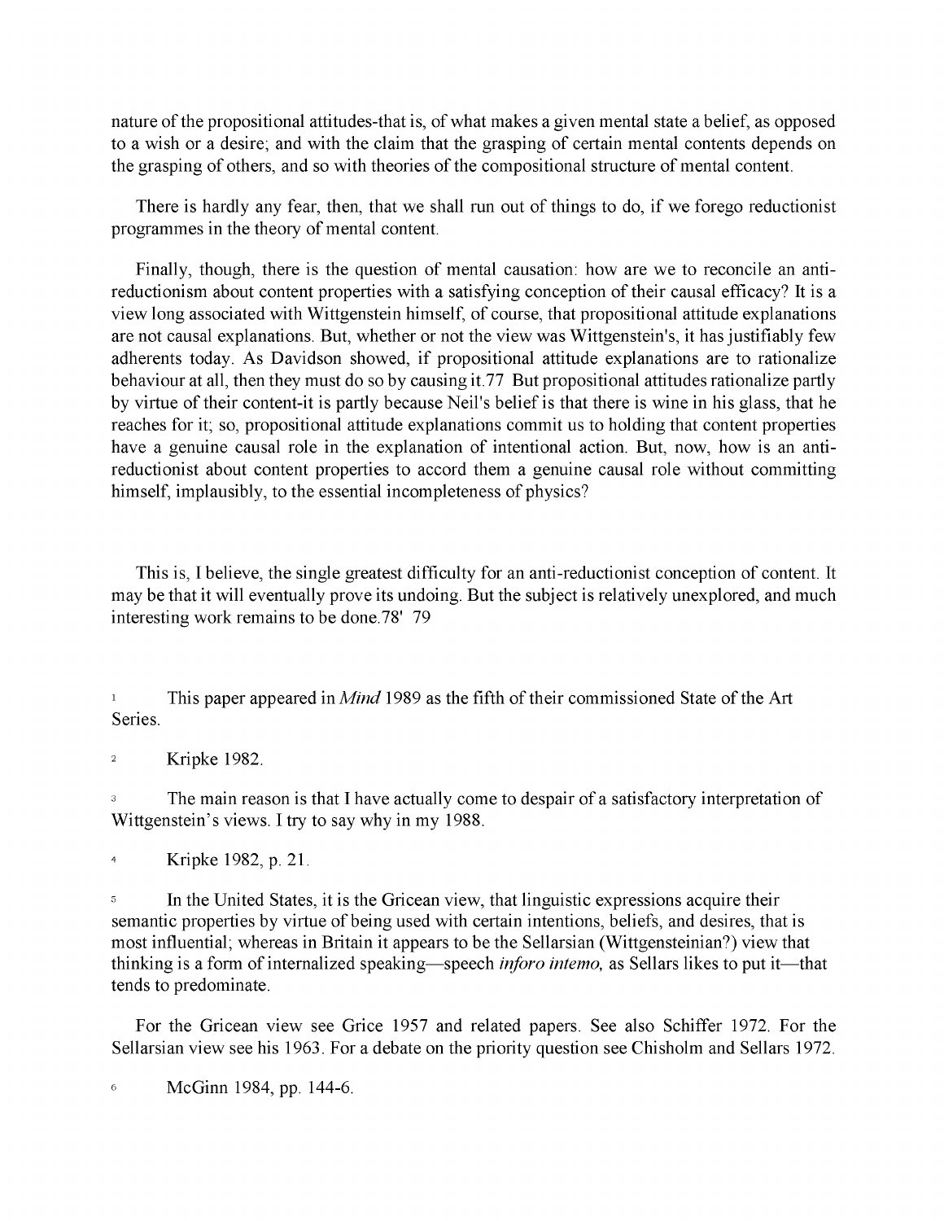nature of the propositional attitudes-that is, of what makes a given mental state a belief, as opposed to a wish or a desire; and with the claim that the grasping of certain mental contents depends on the grasping of others, and so with theories of the compositional structure of mental content.

There is hardly any fear, then, that we shall run out of things to do, if we forego reductionist programmes in the theory of mental content.

Finally, though, there is the question of mental causation: how are we to reconcile an anti-reductionism about content properties with a satisfying conception of their causal efficacy? It is a view long associated with Wittgenstein himself, of course, that propositional attitude explanations are not causal explanations. But, whether or not the view was Wittgenstein's, it has justifiably few adherents today. As Davidson showed, if propositional attitude explanations are to rationalize behaviour at all, then they must do so by causing it.77 But propositional attitudes rationalize partly by virtue of their content-it is partly because Neil's belief is that there is wine in his glass, that he reaches for it; so, propositional attitude explanations commit us to holding that content properties have a genuine causal role in the explanation of intentional action. But, now, how is an anti-reductionist about content properties to accord them a genuine causal role without committing himself, implausibly, to the essential incompleteness of physics?

This is, I believe, the single greatest difficulty for an anti-reductionist conception of content. It may be that it will eventually prove its undoing. But the subject is relatively unexplored, and much interesting work remains to be done.78' 79

1 This paper appeared in *Mind* 1989 as the fifth of their commissioned State of the Art Series.

2 Kripke 1982.

3 The main reason is that I have actually come to despair of a satisfactory interpretation of Wittgenstein's views. I try to say why in my 1988.

4 Kripke 1982, p. 21.

5 In the United States, it is the Gricean view, that linguistic expressions acquire their semantic properties by virtue of being used with certain intentions, beliefs, and desires, that is most influential; whereas in Britain it appears to be the Sellarsian (Wittgensteinian?) view that thinking is a form of internalized speaking—speech *inforo intemo,* as Sellars likes to put it—that tends to predominate.

For the Gricean view see Grice 1957 and related papers. See also Schiffer 1972. For the Sellarsian view see his 1963. For a debate on the priority question see Chisholm and Sellars 1972.

6 McGinn 1984, pp. 144-6.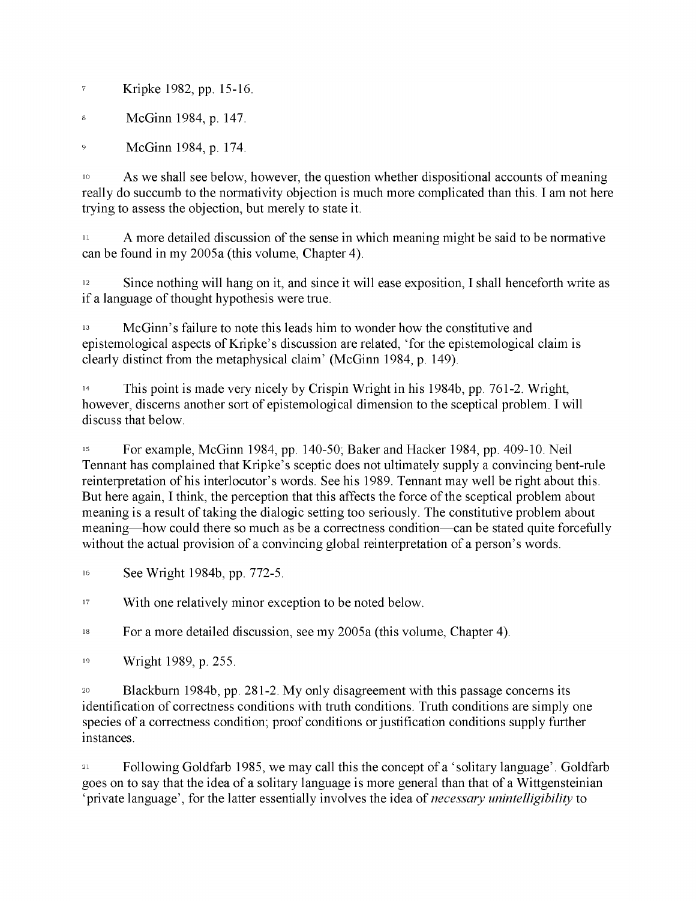[7] Kripke 1982, pp. 15-16.

[8] McGinn 1984, p. 147.

[9] McGinn 1984, p. 174.

[10] As we shall see below, however, the question whether dispositional accounts of meaning really do succumb to the normativity objection is much more complicated than this. I am not here trying to assess the objection, but merely to state it.

[11] A more detailed discussion of the sense in which meaning might be said to be normative can be found in my 2005a (this volume, Chapter 4).

[12] Since nothing will hang on it, and since it will ease exposition, I shall henceforth write as if a language of thought hypothesis were true.

[13] McGinn's failure to note this leads him to wonder how the constitutive and epistemological aspects of Kripke's discussion are related, 'for the epistemological claim is clearly distinct from the metaphysical claim' (McGinn 1984, p. 149).

[14] This point is made very nicely by Crispin Wright in his 1984b, pp. 761-2. Wright, however, discerns another sort of epistemological dimension to the sceptical problem. I will discuss that below.

[15] For example, McGinn 1984, pp. 140-50; Baker and Hacker 1984, pp. 409-10. Neil Tennant has complained that Kripke's sceptic does not ultimately supply a convincing bent-rule reinterpretation of his interlocutor's words. See his 1989. Tennant may well be right about this. But here again, I think, the perception that this affects the force of the sceptical problem about meaning is a result of taking the dialogic setting too seriously. The constitutive problem about meaning—how could there so much as be a correctness condition—can be stated quite forcefully without the actual provision of a convincing global reinterpretation of a person's words.

[16] See Wright 1984b, pp. 772-5.

[17] With one relatively minor exception to be noted below.

[18] For a more detailed discussion, see my 2005a (this volume, Chapter 4).

[19] Wright 1989, p. 255.

[20] Blackburn 1984b, pp. 281-2. My only disagreement with this passage concerns its identification of correctness conditions with truth conditions. Truth conditions are simply one species of a correctness condition; proof conditions or justification conditions supply further instances.

[21] Following Goldfarb 1985, we may call this the concept of a 'solitary language'. Goldfarb goes on to say that the idea of a solitary language is more general than that of a Wittgensteinian 'private language', for the latter essentially involves the idea of *necessary unintelligibility* to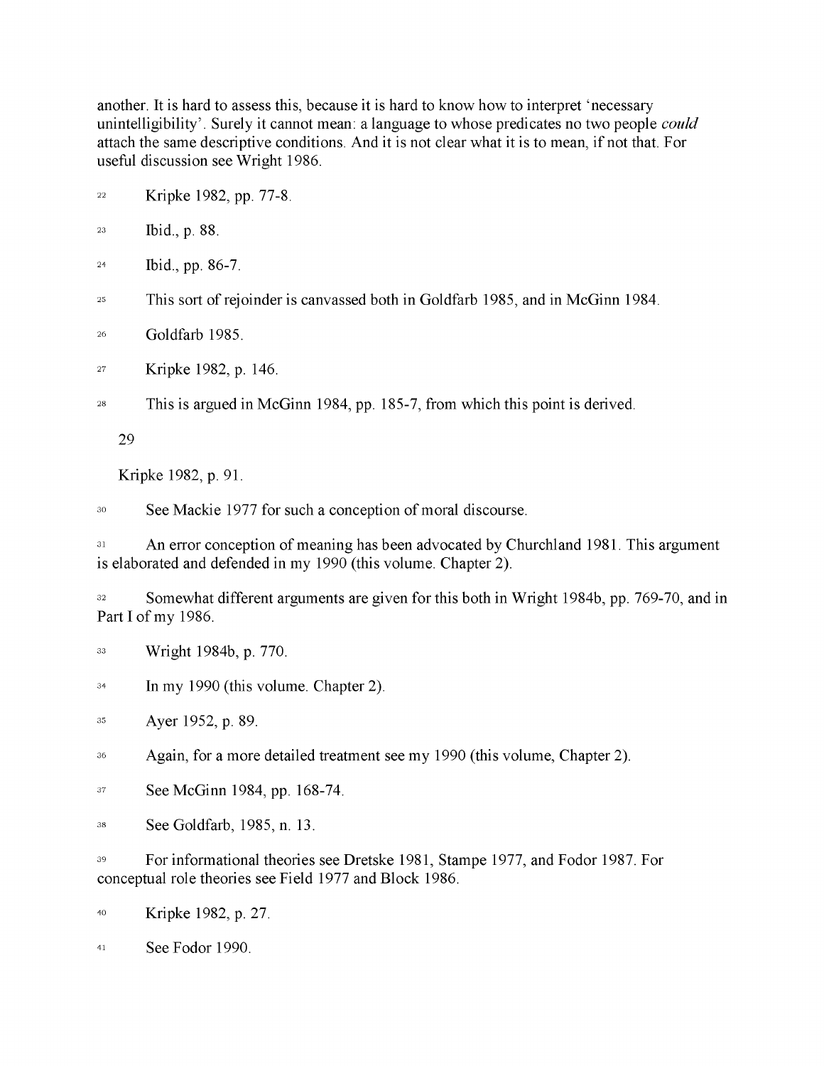another. It is hard to assess this, because it is hard to know how to interpret 'necessary unintelligibility'. Surely it cannot mean: a language to whose predicates no two people *could* attach the same descriptive conditions. And it is not clear what it is to mean, if not that. For useful discussion see Wright 1986.

[22] Kripke 1982, pp. 77-8.

[23] Ibid., p. 88.

[24] Ibid., pp. 86-7.

[25] This sort of rejoinder is canvassed both in Goldfarb 1985, and in McGinn 1984.

[26] Goldfarb 1985.

[27] Kripke 1982, p. 146.

[28] This is argued in McGinn 1984, pp. 185-7, from which this point is derived.

[29] Kripke 1982, p. 91.

[30] See Mackie 1977 for such a conception of moral discourse.

[31] An error conception of meaning has been advocated by Churchland 1981. This argument is elaborated and defended in my 1990 (this volume. Chapter 2).

[32] Somewhat different arguments are given for this both in Wright 1984b, pp. 769-70, and in Part I of my 1986.

[33] Wright 1984b, p. 770.

[34] In my 1990 (this volume. Chapter 2).

[35] Ayer 1952, p. 89.

[36] Again, for a more detailed treatment see my 1990 (this volume, Chapter 2).

[37] See McGinn 1984, pp. 168-74.

[38] See Goldfarb, 1985, n. 13.

[39] For informational theories see Dretske 1981, Stampe 1977, and Fodor 1987. For conceptual role theories see Field 1977 and Block 1986.

[40] Kripke 1982, p. 27.

[41] See Fodor 1990.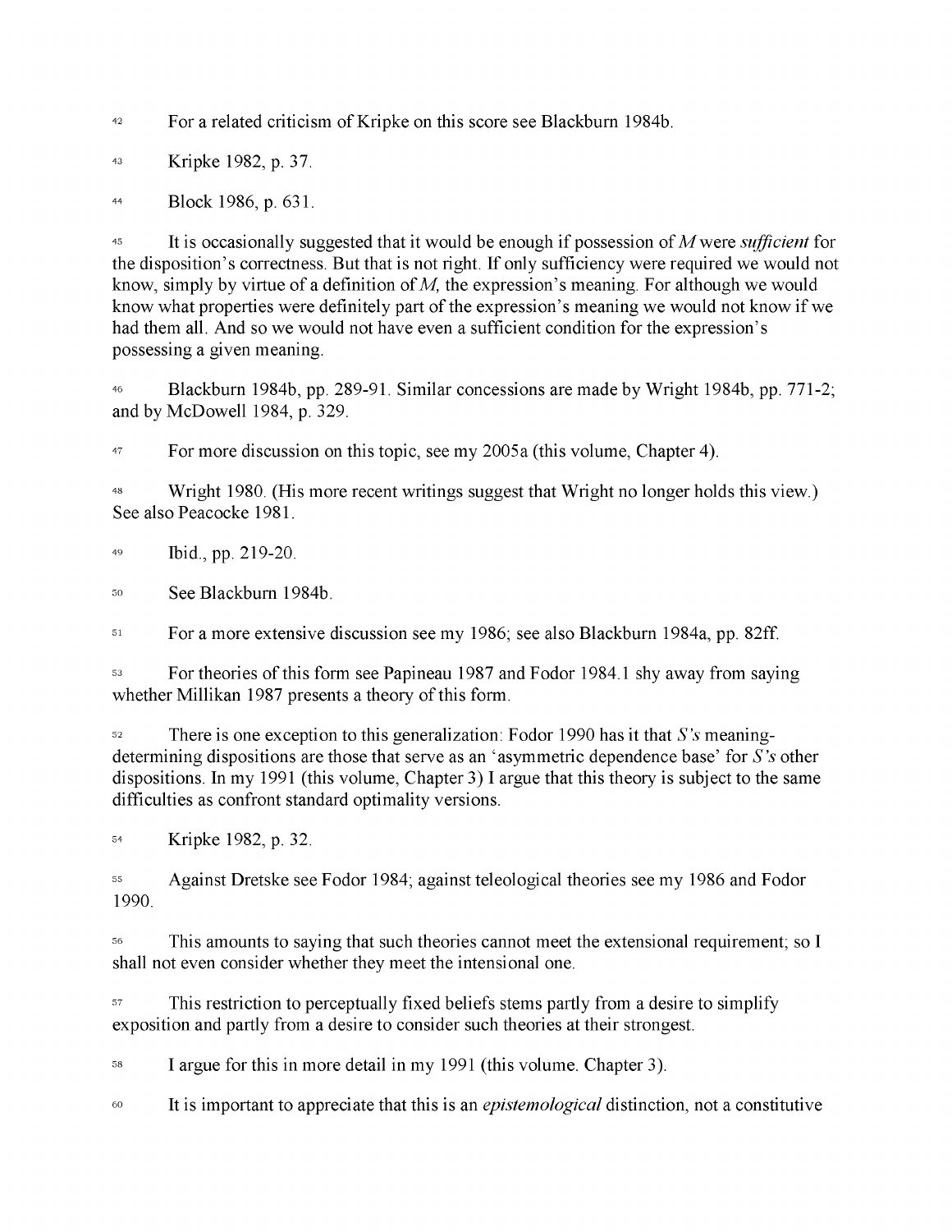[42] For a related criticism of Kripke on this score see Blackburn 1984b.

[43] Kripke 1982, p. 37.

[44] Block 1986, p. 631.

[45] It is occasionally suggested that it would be enough if possession of *M* were *sufficient* for the disposition's correctness. But that is not right. If only sufficiency were required we would not know, simply by virtue of a definition of *M*, the expression's meaning. For although we would know what properties were definitely part of the expression's meaning we would not know if we had them all. And so we would not have even a sufficient condition for the expression's possessing a given meaning.

[46] Blackburn 1984b, pp. 289-91. Similar concessions are made by Wright 1984b, pp. 771-2; and by McDowell 1984, p. 329.

[47] For more discussion on this topic, see my 2005a (this volume, Chapter 4).

[48] Wright 1980. (His more recent writings suggest that Wright no longer holds this view.) See also Peacocke 1981.

[49] Ibid., pp. 219-20.

[50] See Blackburn 1984b.

[51] For a more extensive discussion see my 1986; see also Blackburn 1984a, pp. 82ff.

[53] For theories of this form see Papineau 1987 and Fodor 1984.1 shy away from saying whether Millikan 1987 presents a theory of this form.

[52] There is one exception to this generalization: Fodor 1990 has it that *S's* meaning-determining dispositions are those that serve as an 'asymmetric dependence base' for *S's* other dispositions. In my 1991 (this volume, Chapter 3) I argue that this theory is subject to the same difficulties as confront standard optimality versions.

[54] Kripke 1982, p. 32.

[55] Against Dretske see Fodor 1984; against teleological theories see my 1986 and Fodor 1990.

[56] This amounts to saying that such theories cannot meet the extensional requirement; so I shall not even consider whether they meet the intensional one.

[57] This restriction to perceptually fixed beliefs stems partly from a desire to simplify exposition and partly from a desire to consider such theories at their strongest.

[58] I argue for this in more detail in my 1991 (this volume. Chapter 3).

[60] It is important to appreciate that this is an *epistemological* distinction, not a constitutive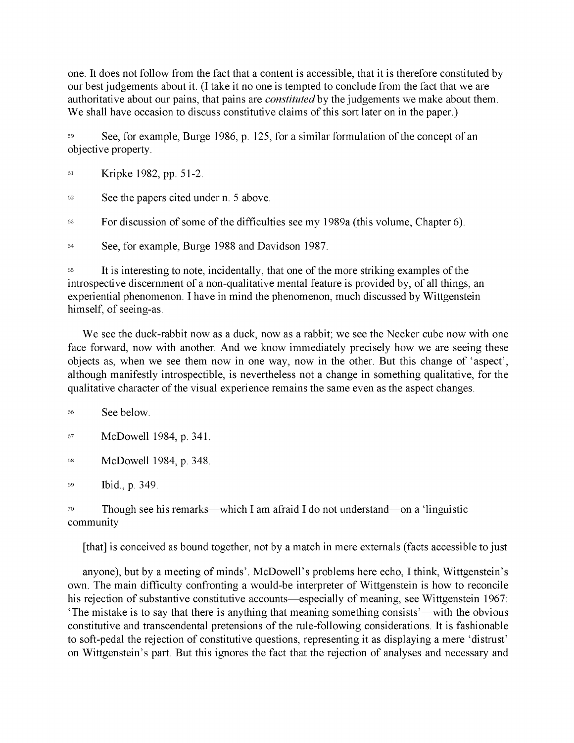one. It does not follow from the fact that a content is accessible, that it is therefore constituted by our best judgements about it. (I take it no one is tempted to conclude from the fact that we are authoritative about our pains, that pains are *constituted* by the judgements we make about them. We shall have occasion to discuss constitutive claims of this sort later on in the paper.)

59 See, for example, Burge 1986, p. 125, for a similar formulation of the concept of an objective property.

61 Kripke 1982, pp. 51-2.

62 See the papers cited under n. 5 above.

63 For discussion of some of the difficulties see my 1989a (this volume, Chapter 6).

64 See, for example, Burge 1988 and Davidson 1987.

65 It is interesting to note, incidentally, that one of the more striking examples of the introspective discernment of a non-qualitative mental feature is provided by, of all things, an experiential phenomenon. I have in mind the phenomenon, much discussed by Wittgenstein himself, of seeing-as.

We see the duck-rabbit now as a duck, now as a rabbit; we see the Necker cube now with one face forward, now with another. And we know immediately precisely how we are seeing these objects as, when we see them now in one way, now in the other. But this change of 'aspect', although manifestly introspectible, is nevertheless not a change in something qualitative, for the qualitative character of the visual experience remains the same even as the aspect changes.

66 See below.

67 McDowell 1984, p. 341.

68 McDowell 1984, p. 348.

69 Ibid., p. 349.

70 Though see his remarks—which I am afraid I do not understand—on a 'linguistic community

[that] is conceived as bound together, not by a match in mere externals (facts accessible to just

anyone), but by a meeting of minds'. McDowell's problems here echo, I think, Wittgenstein's own. The main difficulty confronting a would-be interpreter of Wittgenstein is how to reconcile his rejection of substantive constitutive accounts—especially of meaning, see Wittgenstein 1967: 'The mistake is to say that there is anything that meaning something consists'—with the obvious constitutive and transcendental pretensions of the rule-following considerations. It is fashionable to soft-pedal the rejection of constitutive questions, representing it as displaying a mere 'distrust' on Wittgenstein's part. But this ignores the fact that the rejection of analyses and necessary and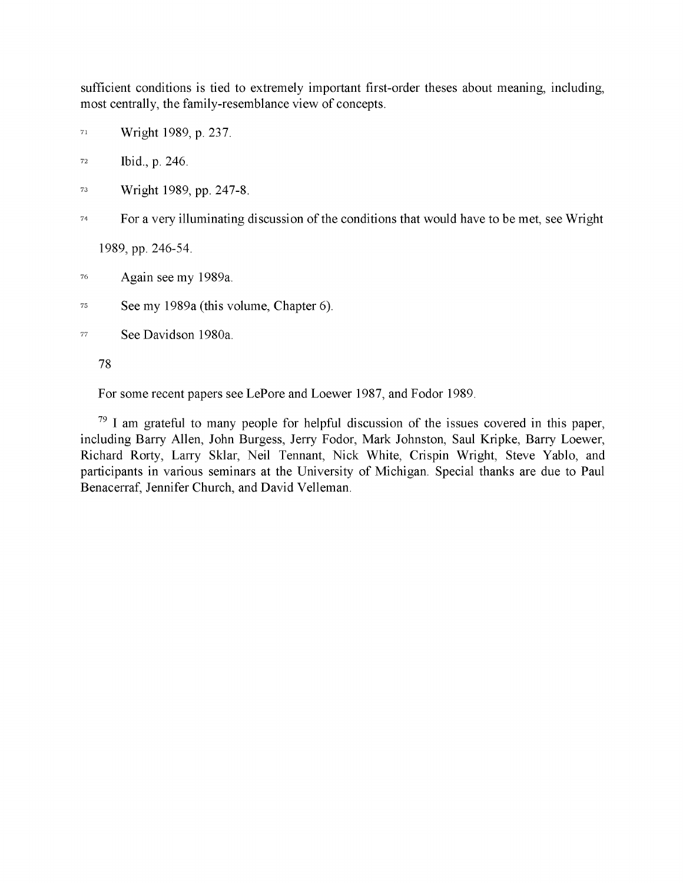sufficient conditions is tied to extremely important first-order theses about meaning, including, most centrally, the family-resemblance view of concepts.

[71] Wright 1989, p. 237.

[72] Ibid., p. 246.

[73] Wright 1989, pp. 247-8.

[74] For a very illuminating discussion of the conditions that would have to be met, see Wright 1989, pp. 246-54.

[76] Again see my 1989a.

[75] See my 1989a (this volume, Chapter 6).

[77] See Davidson 1980a.

[78] For some recent papers see LePore and Loewer 1987, and Fodor 1989.

[79] I am grateful to many people for helpful discussion of the issues covered in this paper, including Barry Allen, John Burgess, Jerry Fodor, Mark Johnston, Saul Kripke, Barry Loewer, Richard Rorty, Larry Sklar, Neil Tennant, Nick White, Crispin Wright, Steve Yablo, and participants in various seminars at the University of Michigan. Special thanks are due to Paul Benacerraf, Jennifer Church, and David Velleman.